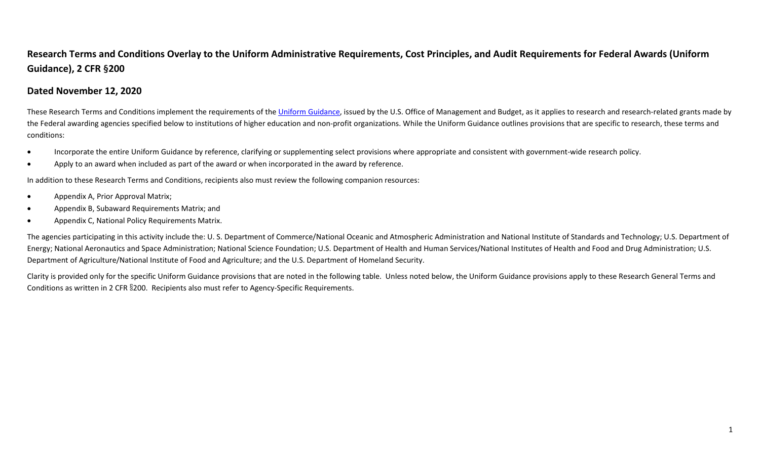# Research Terms and Conditions Overlay to the Uniform Administrative Requirements, Cost Principles, and Audit Requirements for Federal Awards (Uniform Guidance), 2 CFR §200

## Dated November 12, 2020

These Research Terms and Conditions implement the requirements of the Uniform Guidance, issued by the U.S. Office of Management and Budget, as it applies to research and research-related grants made by the Federal awarding agencies specified below to institutions of higher education and non-profit organizations. While the Uniform Guidance outlines provisions that are specific to research, these terms and conditions:

- Incorporate the entire Uniform Guidance by reference, clarifying or supplementing select provisions where appropriate and consistent with government-wide research policy.
- Apply to an award when included as part of the award or when incorporated in the award by reference.

In addition to these Research Terms and Conditions, recipients also must review the following companion resources:

- Appendix A, Prior Approval Matrix;
- Appendix B, Subaward Requirements Matrix; and
- Appendix C, National Policy Requirements Matrix.

The agencies participating in this activity include the: U. S. Department of Commerce/National Oceanic and Atmospheric Administration and National Institute of Standards and Technology; U.S. Department of Energy; National Aeronautics and Space Administration; National Science Foundation; U.S. Department of Health and Human Services/National Institutes of Health and Food and Drug Administration; U.S. Department of Agriculture/National Institute of Food and Agriculture; and the U.S. Department of Homeland Security.

Clarity is provided only for the specific Uniform Guidance provisions that are noted in the following table. Unless noted below, the Uniform Guidance provisions apply to these Research General Terms and Conditions as written in 2 CFR §200. Recipients also must refer to Agency-Specific Requirements.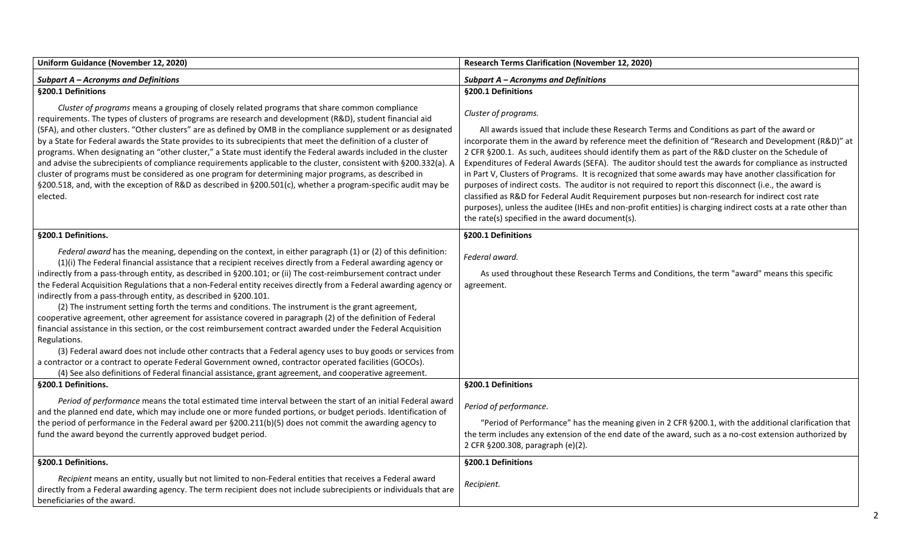| Uniform Guidance (November 12, 2020) | Research Terms Clarification (November 12, 2020) |
|---|---|
| ***Subpart A – Acronyms and Definitions*** | ***Subpart A – Acronyms and Definitions*** |
| **§200.1 Definitions**<br><br>*Cluster of programs* means a grouping of closely related programs that share common compliance requirements. The types of clusters of programs are research and development (R&D), student financial aid (SFA), and other clusters. "Other clusters" are as defined by OMB in the compliance supplement or as designated by a State for Federal awards the State provides to its subrecipients that meet the definition of a cluster of programs. When designating an "other cluster," a State must identify the Federal awards included in the cluster and advise the subrecipients of compliance requirements applicable to the cluster, consistent with §200.332(a). A cluster of programs must be considered as one program for determining major programs, as described in §200.518, and, with the exception of R&D as described in §200.501(c), whether a program-specific audit may be elected. | **§200.1 Definitions**<br><br>*Cluster of programs.*<br><br>All awards issued that include these Research Terms and Conditions as part of the award or incorporate them in the award by reference meet the definition of "Research and Development (R&D)" at 2 CFR §200.1. As such, auditees should identify them as part of the R&D cluster on the Schedule of Expenditures of Federal Awards (SEFA). The auditor should test the awards for compliance as instructed in Part V, Clusters of Programs. It is recognized that some awards may have another classification for purposes of indirect costs. The auditor is not required to report this disconnect (i.e., the award is classified as R&D for Federal Audit Requirement purposes but non-research for indirect cost rate purposes), unless the auditee (IHEs and non-profit entities) is charging indirect costs at a rate other than the rate(s) specified in the award document(s). |
| **§200.1 Definitions.**<br><br>*Federal award* has the meaning, depending on the context, in either paragraph (1) or (2) of this definition:<br>(1)(i) The Federal financial assistance that a recipient receives directly from a Federal awarding agency or indirectly from a pass-through entity, as described in §200.101; or (ii) The cost-reimbursement contract under the Federal Acquisition Regulations that a non-Federal entity receives directly from a Federal awarding agency or indirectly from a pass-through entity, as described in §200.101.<br>(2) The instrument setting forth the terms and conditions. The instrument is the grant agreement, cooperative agreement, other agreement for assistance covered in paragraph (2) of the definition of Federal financial assistance in this section, or the cost reimbursement contract awarded under the Federal Acquisition Regulations.<br>(3) Federal award does not include other contracts that a Federal agency uses to buy goods or services from a contractor or a contract to operate Federal Government owned, contractor operated facilities (GOCOs).<br>(4) See also definitions of Federal financial assistance, grant agreement, and cooperative agreement. | **§200.1 Definitions**<br><br>*Federal award.*<br><br>As used throughout these Research Terms and Conditions, the term "award" means this specific agreement. |
| **§200.1 Definitions.**<br><br>*Period of performance* means the total estimated time interval between the start of an initial Federal award and the planned end date, which may include one or more funded portions, or budget periods. Identification of the period of performance in the Federal award per §200.211(b)(5) does not commit the awarding agency to fund the award beyond the currently approved budget period. | **§200.1 Definitions**<br><br>*Period of performance.*<br><br>"Period of Performance" has the meaning given in 2 CFR §200.1, with the additional clarification that the term includes any extension of the end date of the award, such as a no-cost extension authorized by 2 CFR §200.308, paragraph (e)(2). |
| **§200.1 Definitions.**<br><br>*Recipient* means an entity, usually but not limited to non-Federal entities that receives a Federal award directly from a Federal awarding agency. The term recipient does not include subrecipients or individuals that are beneficiaries of the award. | **§200.1 Definitions**<br><br>*Recipient.* |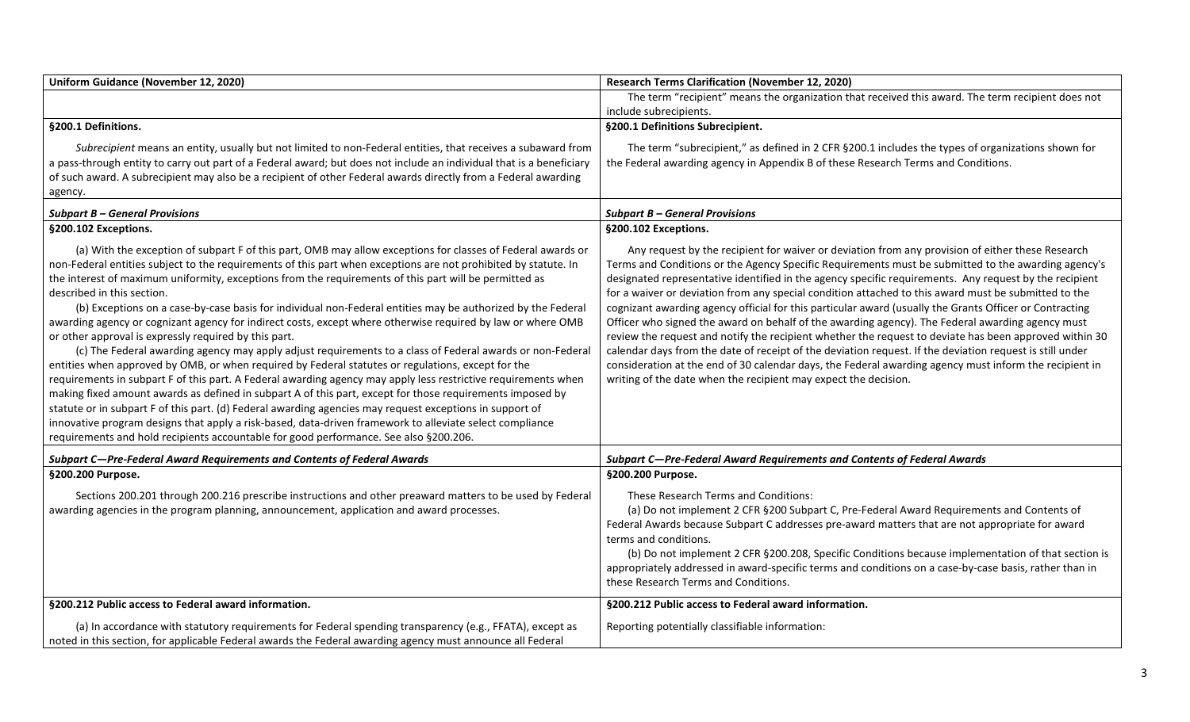| Uniform Guidance (November 12, 2020) | Research Terms Clarification (November 12, 2020) |
|---|---|
| | The term "recipient" means the organization that received this award. The term recipient does not include subrecipients. |
| **§200.1 Definitions.**<br><br>*Subrecipient* means an entity, usually but not limited to non-Federal entities, that receives a subaward from a pass-through entity to carry out part of a Federal award; but does not include an individual that is a beneficiary of such award. A subrecipient may also be a recipient of other Federal awards directly from a Federal awarding agency. | **§200.1 Definitions Subrecipient.**<br><br>The term "subrecipient," as defined in 2 CFR §200.1 includes the types of organizations shown for the Federal awarding agency in Appendix B of these Research Terms and Conditions. |
| ***Subpart B – General Provisions*** | ***Subpart B – General Provisions*** |
| **§200.102 Exceptions.**<br><br>(a) With the exception of subpart F of this part, OMB may allow exceptions for classes of Federal awards or non-Federal entities subject to the requirements of this part when exceptions are not prohibited by statute. In the interest of maximum uniformity, exceptions from the requirements of this part will be permitted as described in this section.<br>(b) Exceptions on a case-by-case basis for individual non-Federal entities may be authorized by the Federal awarding agency or cognizant agency for indirect costs, except where otherwise required by law or where OMB or other approval is expressly required by this part.<br>(c) The Federal awarding agency may apply adjust requirements to a class of Federal awards or non-Federal entities when approved by OMB, or when required by Federal statutes or regulations, except for the requirements in subpart F of this part. A Federal awarding agency may apply less restrictive requirements when making fixed amount awards as defined in subpart A of this part, except for those requirements imposed by statute or in subpart F of this part. (d) Federal awarding agencies may request exceptions in support of innovative program designs that apply a risk-based, data-driven framework to alleviate select compliance requirements and hold recipients accountable for good performance. See also §200.206. | **§200.102 Exceptions.**<br><br>Any request by the recipient for waiver or deviation from any provision of either these Research Terms and Conditions or the Agency Specific Requirements must be submitted to the awarding agency's designated representative identified in the agency specific requirements. Any request by the recipient for a waiver or deviation from any special condition attached to this award must be submitted to the cognizant awarding agency official for this particular award (usually the Grants Officer or Contracting Officer who signed the award on behalf of the awarding agency). The Federal awarding agency must review the request and notify the recipient whether the request to deviate has been approved within 30 calendar days from the date of receipt of the deviation request. If the deviation request is still under consideration at the end of 30 calendar days, the Federal awarding agency must inform the recipient in writing of the date when the recipient may expect the decision. |
| ***Subpart C—Pre-Federal Award Requirements and Contents of Federal Awards*** | ***Subpart C—Pre-Federal Award Requirements and Contents of Federal Awards*** |
| **§200.200 Purpose.**<br><br>Sections 200.201 through 200.216 prescribe instructions and other preaward matters to be used by Federal awarding agencies in the program planning, announcement, application and award processes. | **§200.200 Purpose.**<br><br>These Research Terms and Conditions:<br>(a) Do not implement 2 CFR §200 Subpart C, Pre-Federal Award Requirements and Contents of Federal Awards because Subpart C addresses pre-award matters that are not appropriate for award terms and conditions.<br>(b) Do not implement 2 CFR §200.208, Specific Conditions because implementation of that section is appropriately addressed in award-specific terms and conditions on a case-by-case basis, rather than in these Research Terms and Conditions. |
| **§200.212 Public access to Federal award information.**<br><br>(a) In accordance with statutory requirements for Federal spending transparency (e.g., FFATA), except as noted in this section, for applicable Federal awards the Federal awarding agency must announce all Federal | **§200.212 Public access to Federal award information.**<br><br>Reporting potentially classifiable information: |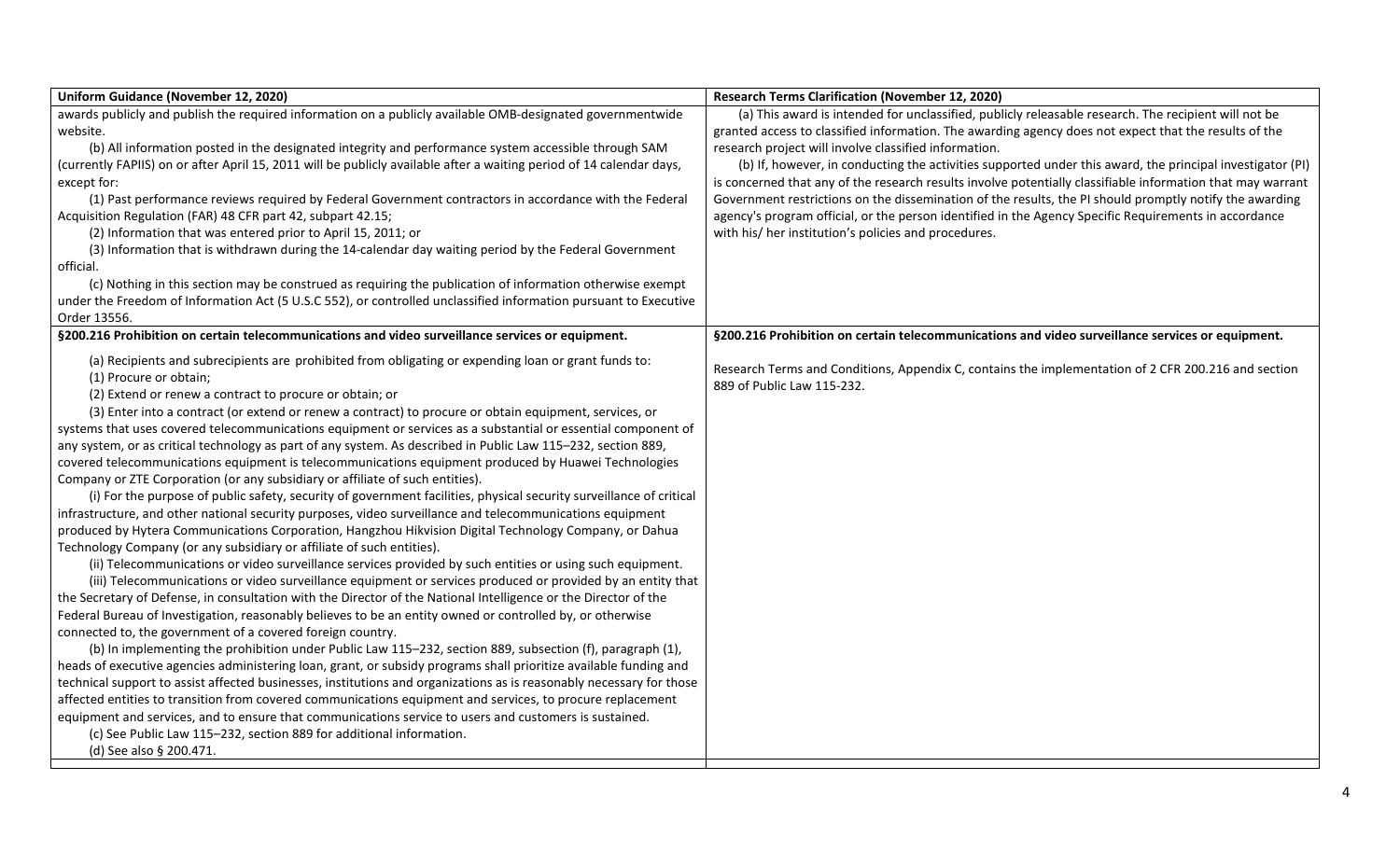| Uniform Guidance (November 12, 2020) | Research Terms Clarification (November 12, 2020) |
| --- | --- |
| awards publicly and publish the required information on a publicly available OMB-designated governmentwide website.<br>(b) All information posted in the designated integrity and performance system accessible through SAM (currently FAPIIS) on or after April 15, 2011 will be publicly available after a waiting period of 14 calendar days, except for:<br>(1) Past performance reviews required by Federal Government contractors in accordance with the Federal Acquisition Regulation (FAR) 48 CFR part 42, subpart 42.15;<br>(2) Information that was entered prior to April 15, 2011; or<br>(3) Information that is withdrawn during the 14-calendar day waiting period by the Federal Government official.<br>(c) Nothing in this section may be construed as requiring the publication of information otherwise exempt under the Freedom of Information Act (5 U.S.C 552), or controlled unclassified information pursuant to Executive Order 13556. | (a) This award is intended for unclassified, publicly releasable research. The recipient will not be granted access to classified information. The awarding agency does not expect that the results of the research project will involve classified information.<br>(b) If, however, in conducting the activities supported under this award, the principal investigator (PI) is concerned that any of the research results involve potentially classifiable information that may warrant Government restrictions on the dissemination of the results, the PI should promptly notify the awarding agency's program official, or the person identified in the Agency Specific Requirements in accordance with his/ her institution's policies and procedures. |
| **§200.216 Prohibition on certain telecommunications and video surveillance services or equipment.** | **§200.216 Prohibition on certain telecommunications and video surveillance services or equipment.** |
| (a) Recipients and subrecipients are prohibited from obligating or expending loan or grant funds to:<br>(1) Procure or obtain;<br>(2) Extend or renew a contract to procure or obtain; or<br>(3) Enter into a contract (or extend or renew a contract) to procure or obtain equipment, services, or systems that uses covered telecommunications equipment or services as a substantial or essential component of any system, or as critical technology as part of any system. As described in Public Law 115–232, section 889, covered telecommunications equipment is telecommunications equipment produced by Huawei Technologies Company or ZTE Corporation (or any subsidiary or affiliate of such entities).<br>(i) For the purpose of public safety, security of government facilities, physical security surveillance of critical infrastructure, and other national security purposes, video surveillance and telecommunications equipment produced by Hytera Communications Corporation, Hangzhou Hikvision Digital Technology Company, or Dahua Technology Company (or any subsidiary or affiliate of such entities).<br>(ii) Telecommunications or video surveillance services provided by such entities or using such equipment.<br>(iii) Telecommunications or video surveillance equipment or services produced or provided by an entity that the Secretary of Defense, in consultation with the Director of the National Intelligence or the Director of the Federal Bureau of Investigation, reasonably believes to be an entity owned or controlled by, or otherwise connected to, the government of a covered foreign country.<br>(b) In implementing the prohibition under Public Law 115–232, section 889, subsection (f), paragraph (1), heads of executive agencies administering loan, grant, or subsidy programs shall prioritize available funding and technical support to assist affected businesses, institutions and organizations as is reasonably necessary for those affected entities to transition from covered communications equipment and services, to procure replacement equipment and services, and to ensure that communications service to users and customers is sustained.<br>(c) See Public Law 115–232, section 889 for additional information.<br>(d) See also § 200.471. | Research Terms and Conditions, Appendix C, contains the implementation of 2 CFR 200.216 and section 889 of Public Law 115-232. |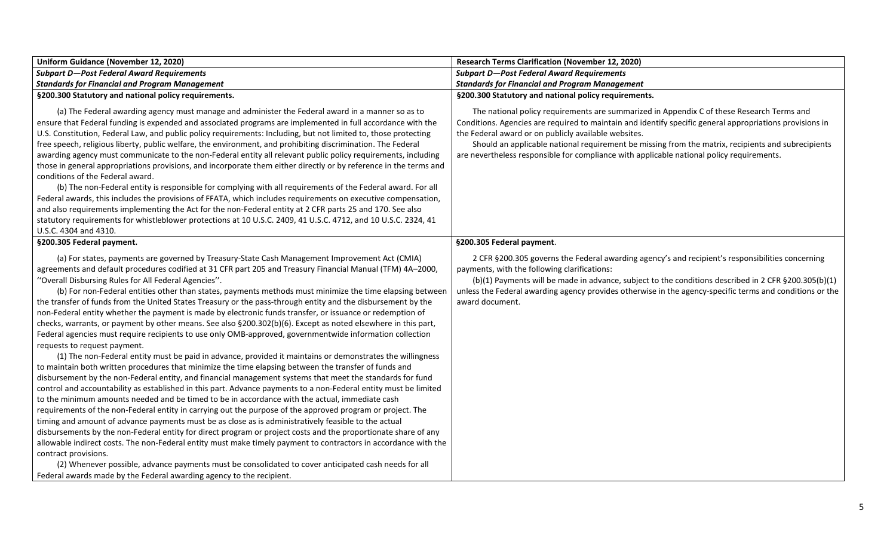| Uniform Guidance (November 12, 2020) | Research Terms Clarification (November 12, 2020) |
|---|---|
| ***Subpart D—Post Federal Award Requirements*** | ***Subpart D—Post Federal Award Requirements*** |
| ***Standards for Financial and Program Management*** | ***Standards for Financial and Program Management*** |
| **§200.300 Statutory and national policy requirements.**<br><br>(a) The Federal awarding agency must manage and administer the Federal award in a manner so as to ensure that Federal funding is expended and associated programs are implemented in full accordance with the U.S. Constitution, Federal Law, and public policy requirements: Including, but not limited to, those protecting free speech, religious liberty, public welfare, the environment, and prohibiting discrimination. The Federal awarding agency must communicate to the non-Federal entity all relevant public policy requirements, including those in general appropriations provisions, and incorporate them either directly or by reference in the terms and conditions of the Federal award.<br>(b) The non-Federal entity is responsible for complying with all requirements of the Federal award. For all Federal awards, this includes the provisions of FFATA, which includes requirements on executive compensation, and also requirements implementing the Act for the non-Federal entity at 2 CFR parts 25 and 170. See also statutory requirements for whistleblower protections at 10 U.S.C. 2409, 41 U.S.C. 4712, and 10 U.S.C. 2324, 41 U.S.C. 4304 and 4310. | **§200.300 Statutory and national policy requirements.**<br><br>The national policy requirements are summarized in Appendix C of these Research Terms and Conditions. Agencies are required to maintain and identify specific general appropriations provisions in the Federal award or on publicly available websites.<br>Should an applicable national requirement be missing from the matrix, recipients and subrecipients are nevertheless responsible for compliance with applicable national policy requirements. |
| **§200.305 Federal payment.**<br><br>(a) For states, payments are governed by Treasury-State Cash Management Improvement Act (CMIA) agreements and default procedures codified at 31 CFR part 205 and Treasury Financial Manual (TFM) 4A–2000, ''Overall Disbursing Rules for All Federal Agencies''.<br>(b) For non-Federal entities other than states, payments methods must minimize the time elapsing between the transfer of funds from the United States Treasury or the pass-through entity and the disbursement by the non-Federal entity whether the payment is made by electronic funds transfer, or issuance or redemption of checks, warrants, or payment by other means. See also §200.302(b)(6). Except as noted elsewhere in this part, Federal agencies must require recipients to use only OMB-approved, governmentwide information collection requests to request payment.<br>(1) The non-Federal entity must be paid in advance, provided it maintains or demonstrates the willingness to maintain both written procedures that minimize the time elapsing between the transfer of funds and disbursement by the non-Federal entity, and financial management systems that meet the standards for fund control and accountability as established in this part. Advance payments to a non-Federal entity must be limited to the minimum amounts needed and be timed to be in accordance with the actual, immediate cash requirements of the non-Federal entity in carrying out the purpose of the approved program or project. The timing and amount of advance payments must be as close as is administratively feasible to the actual disbursements by the non-Federal entity for direct program or project costs and the proportionate share of any allowable indirect costs. The non-Federal entity must make timely payment to contractors in accordance with the contract provisions.<br>(2) Whenever possible, advance payments must be consolidated to cover anticipated cash needs for all Federal awards made by the Federal awarding agency to the recipient. | **§200.305 Federal payment**.<br><br>2 CFR §200.305 governs the Federal awarding agency's and recipient's responsibilities concerning payments, with the following clarifications:<br>(b)(1) Payments will be made in advance, subject to the conditions described in 2 CFR §200.305(b)(1) unless the Federal awarding agency provides otherwise in the agency-specific terms and conditions or the award document. |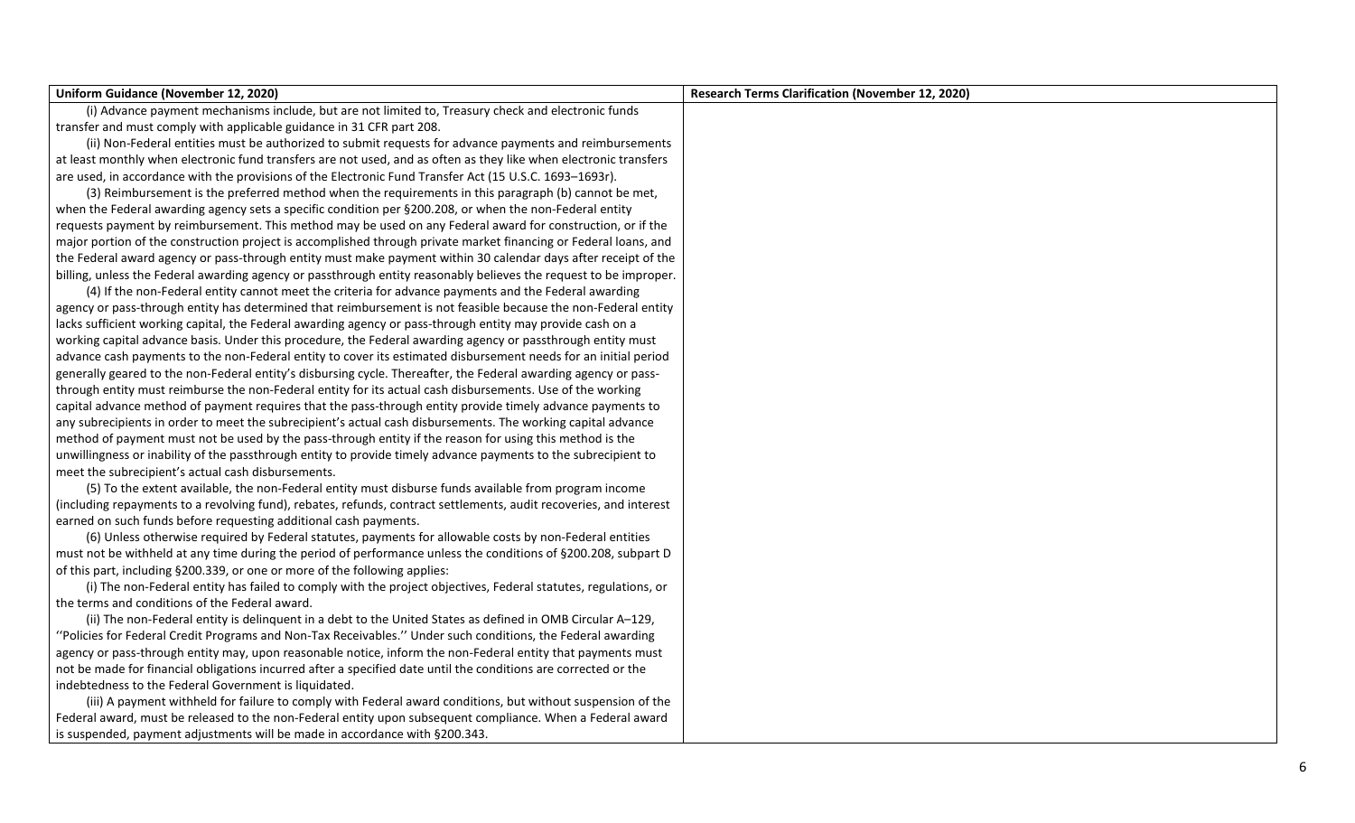| Uniform Guidance (November 12, 2020) | Research Terms Clarification (November 12, 2020) |
|---|---|
| (i) Advance payment mechanisms include, but are not limited to, Treasury check and electronic funds transfer and must comply with applicable guidance in 31 CFR part 208.<br><br>(ii) Non-Federal entities must be authorized to submit requests for advance payments and reimbursements at least monthly when electronic fund transfers are not used, and as often as they like when electronic transfers are used, in accordance with the provisions of the Electronic Fund Transfer Act (15 U.S.C. 1693–1693r).<br><br>(3) Reimbursement is the preferred method when the requirements in this paragraph (b) cannot be met, when the Federal awarding agency sets a specific condition per §200.208, or when the non-Federal entity requests payment by reimbursement. This method may be used on any Federal award for construction, or if the major portion of the construction project is accomplished through private market financing or Federal loans, and the Federal award agency or pass-through entity must make payment within 30 calendar days after receipt of the billing, unless the Federal awarding agency or passthrough entity reasonably believes the request to be improper.<br><br>(4) If the non-Federal entity cannot meet the criteria for advance payments and the Federal awarding agency or pass-through entity has determined that reimbursement is not feasible because the non-Federal entity lacks sufficient working capital, the Federal awarding agency or pass-through entity may provide cash on a working capital advance basis. Under this procedure, the Federal awarding agency or passthrough entity must advance cash payments to the non-Federal entity to cover its estimated disbursement needs for an initial period generally geared to the non-Federal entity's disbursing cycle. Thereafter, the Federal awarding agency or pass-through entity must reimburse the non-Federal entity for its actual cash disbursements. Use of the working capital advance method of payment requires that the pass-through entity provide timely advance payments to any subrecipients in order to meet the subrecipient's actual cash disbursements. The working capital advance method of payment must not be used by the pass-through entity if the reason for using this method is the unwillingness or inability of the passthrough entity to provide timely advance payments to the subrecipient to meet the subrecipient's actual cash disbursements.<br><br>(5) To the extent available, the non-Federal entity must disburse funds available from program income (including repayments to a revolving fund), rebates, refunds, contract settlements, audit recoveries, and interest earned on such funds before requesting additional cash payments.<br><br>(6) Unless otherwise required by Federal statutes, payments for allowable costs by non-Federal entities must not be withheld at any time during the period of performance unless the conditions of §200.208, subpart D of this part, including §200.339, or one or more of the following applies:<br><br>(i) The non-Federal entity has failed to comply with the project objectives, Federal statutes, regulations, or the terms and conditions of the Federal award.<br><br>(ii) The non-Federal entity is delinquent in a debt to the United States as defined in OMB Circular A–129, ''Policies for Federal Credit Programs and Non-Tax Receivables.'' Under such conditions, the Federal awarding agency or pass-through entity may, upon reasonable notice, inform the non-Federal entity that payments must not be made for financial obligations incurred after a specified date until the conditions are corrected or the indebtedness to the Federal Government is liquidated.<br><br>(iii) A payment withheld for failure to comply with Federal award conditions, but without suspension of the Federal award, must be released to the non-Federal entity upon subsequent compliance. When a Federal award is suspended, payment adjustments will be made in accordance with §200.343. | |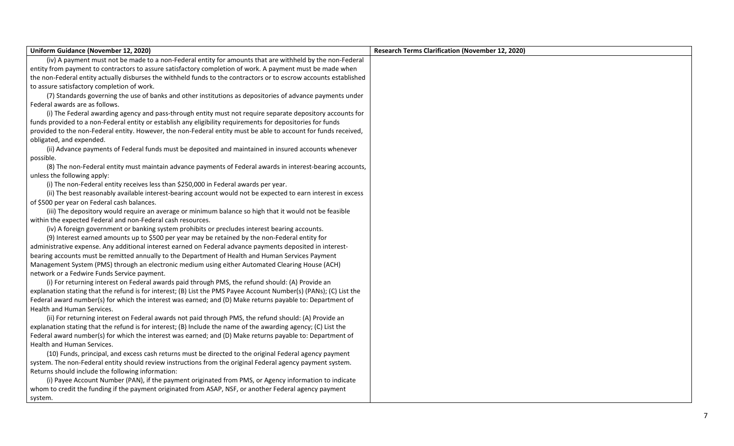| Uniform Guidance (November 12, 2020) | Research Terms Clarification (November 12, 2020) |
|---|---|
| (iv) A payment must not be made to a non-Federal entity for amounts that are withheld by the non-Federal entity from payment to contractors to assure satisfactory completion of work. A payment must be made when the non-Federal entity actually disburses the withheld funds to the contractors or to escrow accounts established to assure satisfactory completion of work.<br><br>(7) Standards governing the use of banks and other institutions as depositories of advance payments under Federal awards are as follows.<br><br>(i) The Federal awarding agency and pass-through entity must not require separate depository accounts for funds provided to a non-Federal entity or establish any eligibility requirements for depositories for funds provided to the non-Federal entity. However, the non-Federal entity must be able to account for funds received, obligated, and expended.<br><br>(ii) Advance payments of Federal funds must be deposited and maintained in insured accounts whenever possible.<br><br>(8) The non-Federal entity must maintain advance payments of Federal awards in interest-bearing accounts, unless the following apply:<br><br>(i) The non-Federal entity receives less than $250,000 in Federal awards per year.<br><br>(ii) The best reasonably available interest-bearing account would not be expected to earn interest in excess of $500 per year on Federal cash balances.<br><br>(iii) The depository would require an average or minimum balance so high that it would not be feasible within the expected Federal and non-Federal cash resources.<br><br>(iv) A foreign government or banking system prohibits or precludes interest bearing accounts.<br><br>(9) Interest earned amounts up to $500 per year may be retained by the non-Federal entity for administrative expense. Any additional interest earned on Federal advance payments deposited in interest-bearing accounts must be remitted annually to the Department of Health and Human Services Payment Management System (PMS) through an electronic medium using either Automated Clearing House (ACH) network or a Fedwire Funds Service payment.<br><br>(i) For returning interest on Federal awards paid through PMS, the refund should: (A) Provide an explanation stating that the refund is for interest; (B) List the PMS Payee Account Number(s) (PANs); (C) List the Federal award number(s) for which the interest was earned; and (D) Make returns payable to: Department of Health and Human Services.<br><br>(ii) For returning interest on Federal awards not paid through PMS, the refund should: (A) Provide an explanation stating that the refund is for interest; (B) Include the name of the awarding agency; (C) List the Federal award number(s) for which the interest was earned; and (D) Make returns payable to: Department of Health and Human Services.<br><br>(10) Funds, principal, and excess cash returns must be directed to the original Federal agency payment system. The non-Federal entity should review instructions from the original Federal agency payment system. Returns should include the following information:<br><br>(i) Payee Account Number (PAN), if the payment originated from PMS, or Agency information to indicate whom to credit the funding if the payment originated from ASAP, NSF, or another Federal agency payment system. | |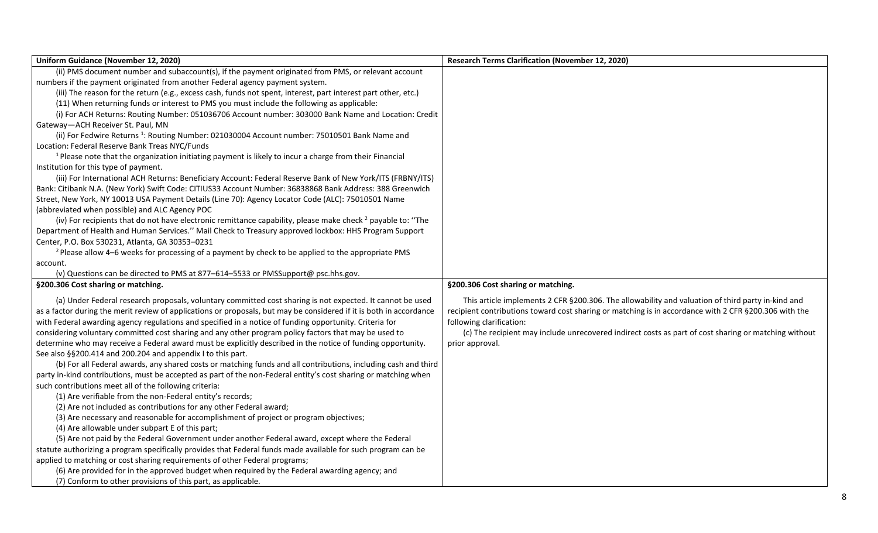| Uniform Guidance (November 12, 2020) | Research Terms Clarification (November 12, 2020) |
|---|---|
| (ii) PMS document number and subaccount(s), if the payment originated from PMS, or relevant account numbers if the payment originated from another Federal agency payment system.<br>(iii) The reason for the return (e.g., excess cash, funds not spent, interest, part interest part other, etc.)<br>(11) When returning funds or interest to PMS you must include the following as applicable:<br>(i) For ACH Returns: Routing Number: 051036706 Account number: 303000 Bank Name and Location: Credit Gateway—ACH Receiver St. Paul, MN<br>(ii) For Fedwire Returns [1]: Routing Number: 021030004 Account number: 75010501 Bank Name and Location: Federal Reserve Bank Treas NYC/Funds<br>[1] Please note that the organization initiating payment is likely to incur a charge from their Financial Institution for this type of payment.<br>(iii) For International ACH Returns: Beneficiary Account: Federal Reserve Bank of New York/ITS (FRBNY/ITS) Bank: Citibank N.A. (New York) Swift Code: CITIUS33 Account Number: 36838868 Bank Address: 388 Greenwich Street, New York, NY 10013 USA Payment Details (Line 70): Agency Locator Code (ALC): 75010501 Name (abbreviated when possible) and ALC Agency POC<br>(iv) For recipients that do not have electronic remittance capability, please make check [2] payable to: ''The Department of Health and Human Services.'' Mail Check to Treasury approved lockbox: HHS Program Support Center, P.O. Box 530231, Atlanta, GA 30353–0231<br>[2] Please allow 4–6 weeks for processing of a payment by check to be applied to the appropriate PMS account.<br>(v) Questions can be directed to PMS at 877–614–5533 or PMSSupport@ psc.hhs.gov. | |
| **§200.306 Cost sharing or matching.**<br><br>(a) Under Federal research proposals, voluntary committed cost sharing is not expected. It cannot be used as a factor during the merit review of applications or proposals, but may be considered if it is both in accordance with Federal awarding agency regulations and specified in a notice of funding opportunity. Criteria for considering voluntary committed cost sharing and any other program policy factors that may be used to determine who may receive a Federal award must be explicitly described in the notice of funding opportunity. See also §§200.414 and 200.204 and appendix I to this part.<br>(b) For all Federal awards, any shared costs or matching funds and all contributions, including cash and third party in-kind contributions, must be accepted as part of the non-Federal entity's cost sharing or matching when such contributions meet all of the following criteria:<br>(1) Are verifiable from the non-Federal entity's records;<br>(2) Are not included as contributions for any other Federal award;<br>(3) Are necessary and reasonable for accomplishment of project or program objectives;<br>(4) Are allowable under subpart E of this part;<br>(5) Are not paid by the Federal Government under another Federal award, except where the Federal statute authorizing a program specifically provides that Federal funds made available for such program can be applied to matching or cost sharing requirements of other Federal programs;<br>(6) Are provided for in the approved budget when required by the Federal awarding agency; and<br>(7) Conform to other provisions of this part, as applicable. | **§200.306 Cost sharing or matching.**<br><br>This article implements 2 CFR §200.306. The allowability and valuation of third party in-kind and recipient contributions toward cost sharing or matching is in accordance with 2 CFR §200.306 with the following clarification:<br>(c) The recipient may include unrecovered indirect costs as part of cost sharing or matching without prior approval. |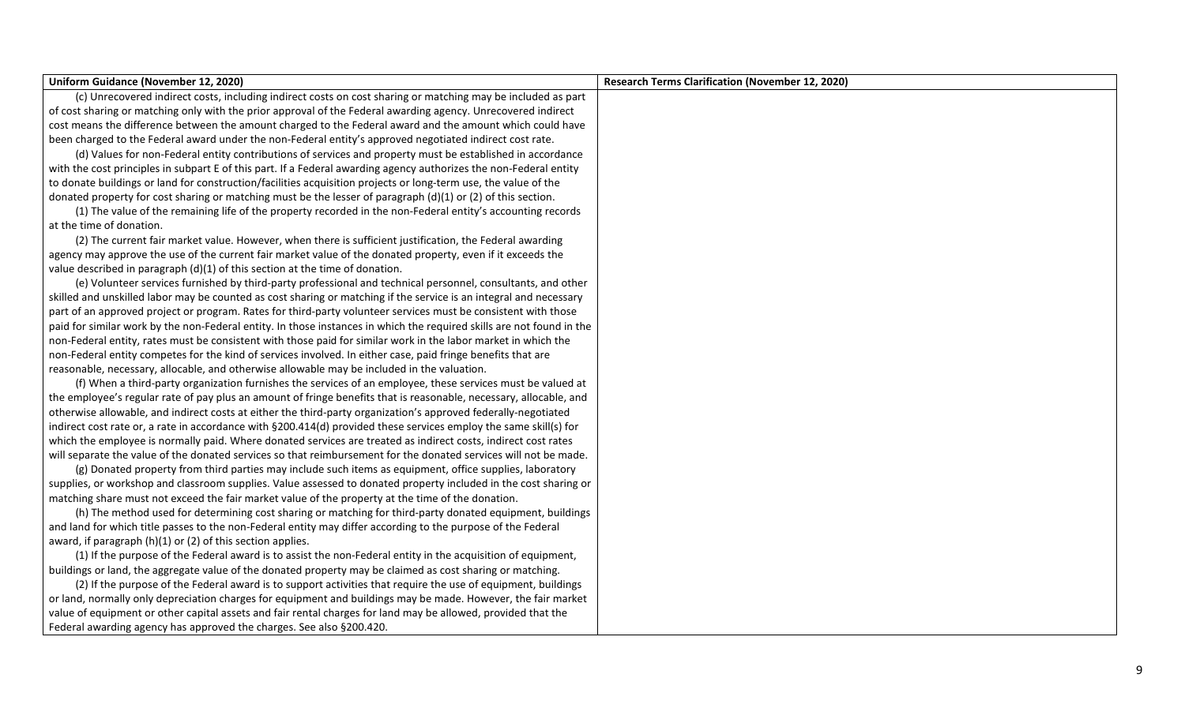| Uniform Guidance (November 12, 2020) | Research Terms Clarification (November 12, 2020) |
| --- | --- |
| (c) Unrecovered indirect costs, including indirect costs on cost sharing or matching may be included as part of cost sharing or matching only with the prior approval of the Federal awarding agency. Unrecovered indirect cost means the difference between the amount charged to the Federal award and the amount which could have been charged to the Federal award under the non-Federal entity's approved negotiated indirect cost rate.<br>(d) Values for non-Federal entity contributions of services and property must be established in accordance with the cost principles in subpart E of this part. If a Federal awarding agency authorizes the non-Federal entity to donate buildings or land for construction/facilities acquisition projects or long-term use, the value of the donated property for cost sharing or matching must be the lesser of paragraph (d)(1) or (2) of this section.<br>(1) The value of the remaining life of the property recorded in the non-Federal entity's accounting records at the time of donation.<br>(2) The current fair market value. However, when there is sufficient justification, the Federal awarding agency may approve the use of the current fair market value of the donated property, even if it exceeds the value described in paragraph (d)(1) of this section at the time of donation.<br>(e) Volunteer services furnished by third-party professional and technical personnel, consultants, and other skilled and unskilled labor may be counted as cost sharing or matching if the service is an integral and necessary part of an approved project or program. Rates for third-party volunteer services must be consistent with those paid for similar work by the non-Federal entity. In those instances in which the required skills are not found in the non-Federal entity, rates must be consistent with those paid for similar work in the labor market in which the non-Federal entity competes for the kind of services involved. In either case, paid fringe benefits that are reasonable, necessary, allocable, and otherwise allowable may be included in the valuation.<br>(f) When a third-party organization furnishes the services of an employee, these services must be valued at the employee's regular rate of pay plus an amount of fringe benefits that is reasonable, necessary, allocable, and otherwise allowable, and indirect costs at either the third-party organization's approved federally-negotiated indirect cost rate or, a rate in accordance with §200.414(d) provided these services employ the same skill(s) for which the employee is normally paid. Where donated services are treated as indirect costs, indirect cost rates will separate the value of the donated services so that reimbursement for the donated services will not be made.<br>(g) Donated property from third parties may include such items as equipment, office supplies, laboratory supplies, or workshop and classroom supplies. Value assessed to donated property included in the cost sharing or matching share must not exceed the fair market value of the property at the time of the donation.<br>(h) The method used for determining cost sharing or matching for third-party donated equipment, buildings and land for which title passes to the non-Federal entity may differ according to the purpose of the Federal award, if paragraph (h)(1) or (2) of this section applies.<br>(1) If the purpose of the Federal award is to assist the non-Federal entity in the acquisition of equipment, buildings or land, the aggregate value of the donated property may be claimed as cost sharing or matching.<br>(2) If the purpose of the Federal award is to support activities that require the use of equipment, buildings or land, normally only depreciation charges for equipment and buildings may be made. However, the fair market value of equipment or other capital assets and fair rental charges for land may be allowed, provided that the Federal awarding agency has approved the charges. See also §200.420. | |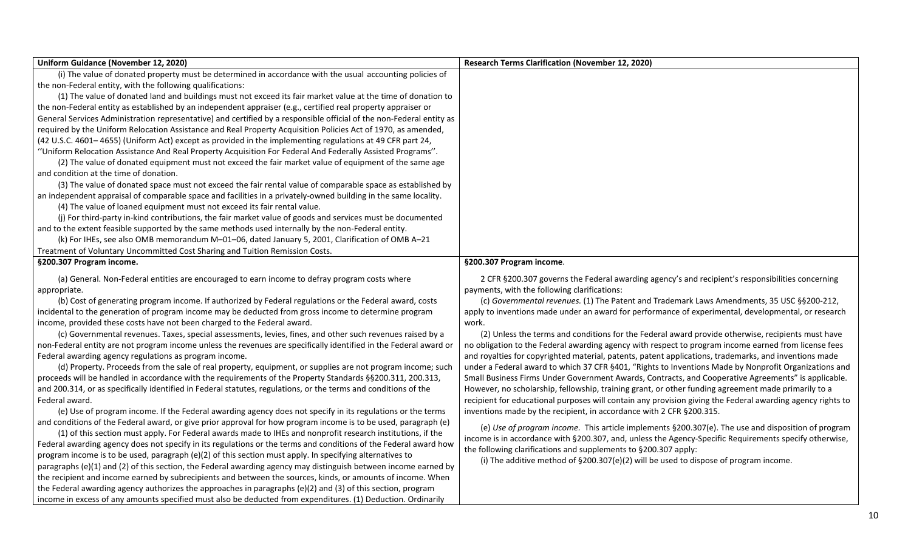| Uniform Guidance (November 12, 2020) | Research Terms Clarification (November 12, 2020) |
|---|---|
| (i) The value of donated property must be determined in accordance with the usual accounting policies of the non-Federal entity, with the following qualifications:<br>(1) The value of donated land and buildings must not exceed its fair market value at the time of donation to the non-Federal entity as established by an independent appraiser (e.g., certified real property appraiser or General Services Administration representative) and certified by a responsible official of the non-Federal entity as required by the Uniform Relocation Assistance and Real Property Acquisition Policies Act of 1970, as amended, (42 U.S.C. 4601– 4655) (Uniform Act) except as provided in the implementing regulations at 49 CFR part 24, ''Uniform Relocation Assistance And Real Property Acquisition For Federal And Federally Assisted Programs''.<br>(2) The value of donated equipment must not exceed the fair market value of equipment of the same age and condition at the time of donation.<br>(3) The value of donated space must not exceed the fair rental value of comparable space as established by an independent appraisal of comparable space and facilities in a privately-owned building in the same locality.<br>(4) The value of loaned equipment must not exceed its fair rental value.<br>(j) For third-party in-kind contributions, the fair market value of goods and services must be documented and to the extent feasible supported by the same methods used internally by the non-Federal entity.<br>(k) For IHEs, see also OMB memorandum M–01–06, dated January 5, 2001, Clarification of OMB A–21 Treatment of Voluntary Uncommitted Cost Sharing and Tuition Remission Costs. | |
| **§200.307 Program income.** | **§200.307 Program income**. |
| (a) General. Non-Federal entities are encouraged to earn income to defray program costs where appropriate.<br>(b) Cost of generating program income. If authorized by Federal regulations or the Federal award, costs incidental to the generation of program income may be deducted from gross income to determine program income, provided these costs have not been charged to the Federal award.<br>(c) Governmental revenues. Taxes, special assessments, levies, fines, and other such revenues raised by a non-Federal entity are not program income unless the revenues are specifically identified in the Federal award or Federal awarding agency regulations as program income.<br>(d) Property. Proceeds from the sale of real property, equipment, or supplies are not program income; such proceeds will be handled in accordance with the requirements of the Property Standards §§200.311, 200.313, and 200.314, or as specifically identified in Federal statutes, regulations, or the terms and conditions of the Federal award.<br>(e) Use of program income. If the Federal awarding agency does not specify in its regulations or the terms and conditions of the Federal award, or give prior approval for how program income is to be used, paragraph (e)(1) of this section must apply. For Federal awards made to IHEs and nonprofit research institutions, if the Federal awarding agency does not specify in its regulations or the terms and conditions of the Federal award how program income is to be used, paragraph (e)(2) of this section must apply. In specifying alternatives to paragraphs (e)(1) and (2) of this section, the Federal awarding agency may distinguish between income earned by the recipient and income earned by subrecipients and between the sources, kinds, or amounts of income. When the Federal awarding agency authorizes the approaches in paragraphs (e)(2) and (3) of this section, program income in excess of any amounts specified must also be deducted from expenditures. (1) Deduction. Ordinarily | 2 CFR §200.307 governs the Federal awarding agency's and recipient's responsibilities concerning payments, with the following clarifications:<br>(c) *Governmental revenues.* (1) The Patent and Trademark Laws Amendments, 35 USC §§200-212, apply to inventions made under an award for performance of experimental, developmental, or research work.<br>(2) Unless the terms and conditions for the Federal award provide otherwise, recipients must have no obligation to the Federal awarding agency with respect to program income earned from license fees and royalties for copyrighted material, patents, patent applications, trademarks, and inventions made under a Federal award to which 37 CFR §401, "Rights to Inventions Made by Nonprofit Organizations and Small Business Firms Under Government Awards, Contracts, and Cooperative Agreements" is applicable. However, no scholarship, fellowship, training grant, or other funding agreement made primarily to a recipient for educational purposes will contain any provision giving the Federal awarding agency rights to inventions made by the recipient, in accordance with 2 CFR §200.315.<br>(e) *Use of program income.* This article implements §200.307(e). The use and disposition of program income is in accordance with §200.307, and, unless the Agency-Specific Requirements specify otherwise, the following clarifications and supplements to §200.307 apply:<br>(i) The additive method of §200.307(e)(2) will be used to dispose of program income. |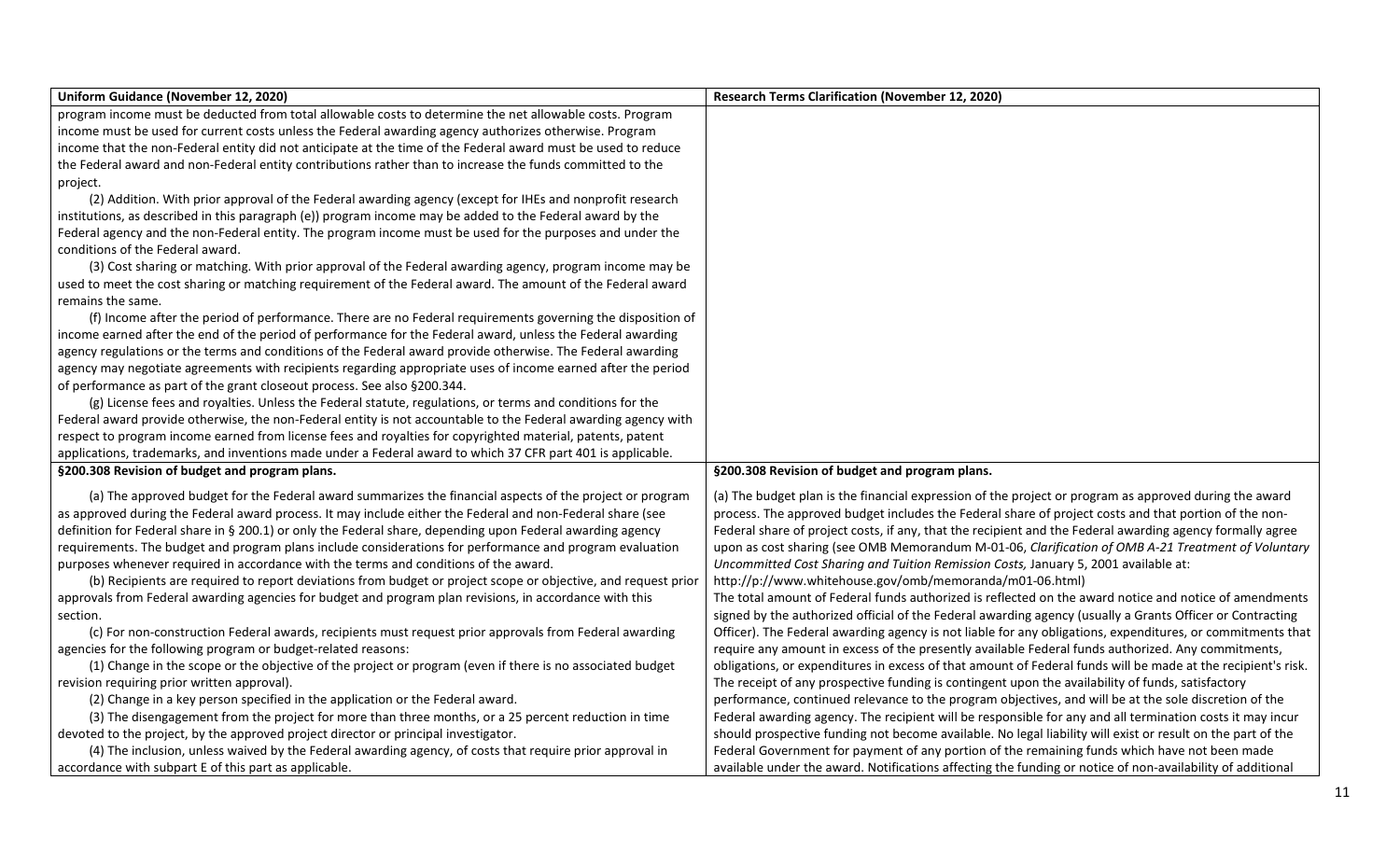| Uniform Guidance (November 12, 2020) | Research Terms Clarification (November 12, 2020) |
|---|---|
| program income must be deducted from total allowable costs to determine the net allowable costs. Program income must be used for current costs unless the Federal awarding agency authorizes otherwise. Program income that the non-Federal entity did not anticipate at the time of the Federal award must be used to reduce the Federal award and non-Federal entity contributions rather than to increase the funds committed to the project.<br>(2) Addition. With prior approval of the Federal awarding agency (except for IHEs and nonprofit research institutions, as described in this paragraph (e)) program income may be added to the Federal award by the Federal agency and the non-Federal entity. The program income must be used for the purposes and under the conditions of the Federal award.<br>(3) Cost sharing or matching. With prior approval of the Federal awarding agency, program income may be used to meet the cost sharing or matching requirement of the Federal award. The amount of the Federal award remains the same.<br>(f) Income after the period of performance. There are no Federal requirements governing the disposition of income earned after the end of the period of performance for the Federal award, unless the Federal awarding agency regulations or the terms and conditions of the Federal award provide otherwise. The Federal awarding agency may negotiate agreements with recipients regarding appropriate uses of income earned after the period of performance as part of the grant closeout process. See also §200.344.<br>(g) License fees and royalties. Unless the Federal statute, regulations, or terms and conditions for the Federal award provide otherwise, the non-Federal entity is not accountable to the Federal awarding agency with respect to program income earned from license fees and royalties for copyrighted material, patents, patent applications, trademarks, and inventions made under a Federal award to which 37 CFR part 401 is applicable. | |
| **§200.308 Revision of budget and program plans.** | **§200.308 Revision of budget and program plans.** |
| (a) The approved budget for the Federal award summarizes the financial aspects of the project or program as approved during the Federal award process. It may include either the Federal and non-Federal share (see definition for Federal share in § 200.1) or only the Federal share, depending upon Federal awarding agency requirements. The budget and program plans include considerations for performance and program evaluation purposes whenever required in accordance with the terms and conditions of the award.<br>(b) Recipients are required to report deviations from budget or project scope or objective, and request prior approvals from Federal awarding agencies for budget and program plan revisions, in accordance with this section.<br>(c) For non-construction Federal awards, recipients must request prior approvals from Federal awarding agencies for the following program or budget-related reasons:<br>(1) Change in the scope or the objective of the project or program (even if there is no associated budget revision requiring prior written approval).<br>(2) Change in a key person specified in the application or the Federal award.<br>(3) The disengagement from the project for more than three months, or a 25 percent reduction in time devoted to the project, by the approved project director or principal investigator.<br>(4) The inclusion, unless waived by the Federal awarding agency, of costs that require prior approval in accordance with subpart E of this part as applicable. | (a) The budget plan is the financial expression of the project or program as approved during the award process. The approved budget includes the Federal share of project costs and that portion of the non-Federal share of project costs, if any, that the recipient and the Federal awarding agency formally agree upon as cost sharing (see OMB Memorandum M-01-06, *Clarification of OMB A-21 Treatment of Voluntary Uncommitted Cost Sharing and Tuition Remission Costs,* January 5, 2001 available at: http://p://www.whitehouse.gov/omb/memoranda/m01-06.html)<br>The total amount of Federal funds authorized is reflected on the award notice and notice of amendments signed by the authorized official of the Federal awarding agency (usually a Grants Officer or Contracting Officer). The Federal awarding agency is not liable for any obligations, expenditures, or commitments that require any amount in excess of the presently available Federal funds authorized. Any commitments, obligations, or expenditures in excess of that amount of Federal funds will be made at the recipient's risk. The receipt of any prospective funding is contingent upon the availability of funds, satisfactory performance, continued relevance to the program objectives, and will be at the sole discretion of the Federal awarding agency. The recipient will be responsible for any and all termination costs it may incur should prospective funding not become available. No legal liability will exist or result on the part of the Federal Government for payment of any portion of the remaining funds which have not been made available under the award. Notifications affecting the funding or notice of non-availability of additional |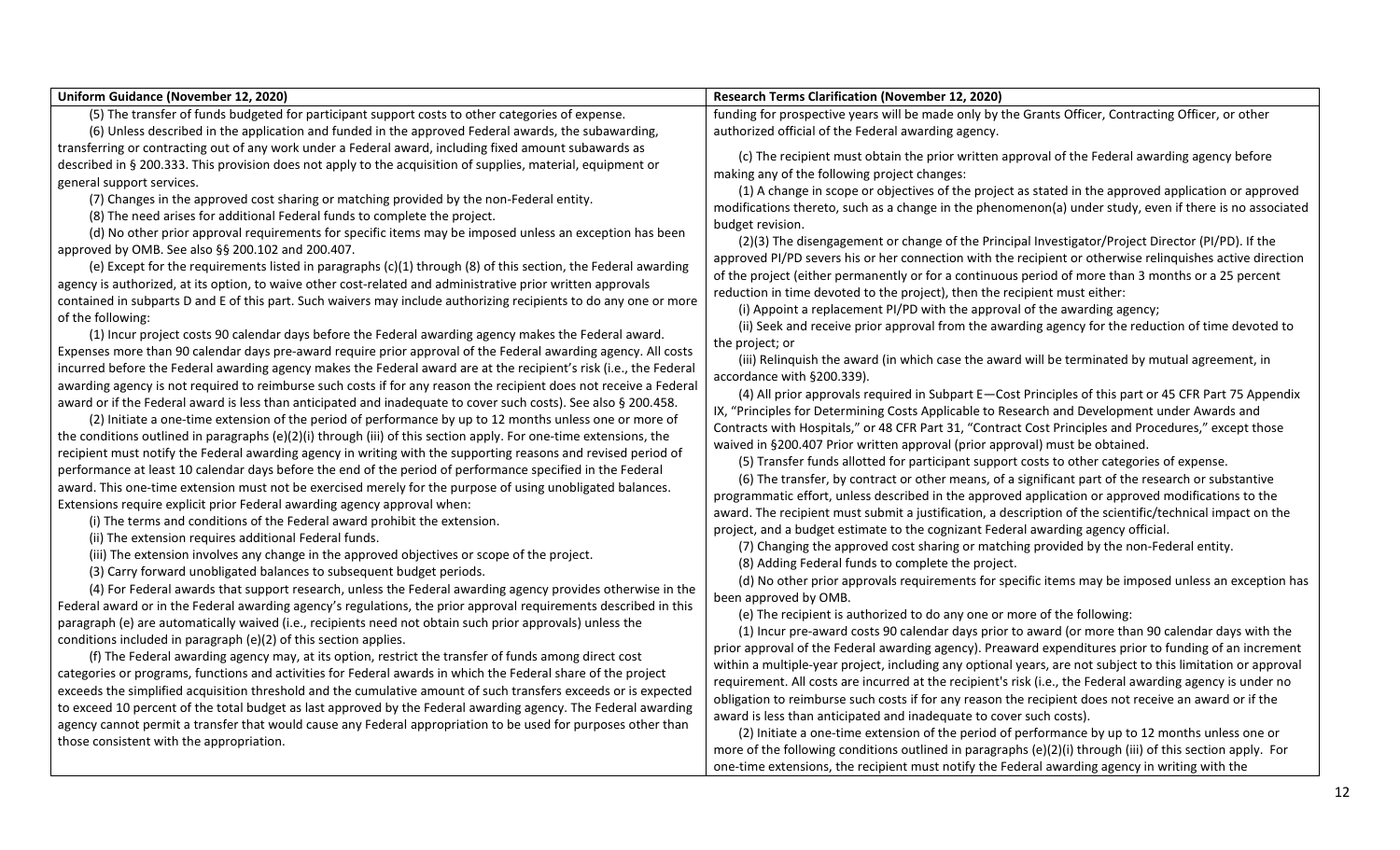| Uniform Guidance (November 12, 2020) | Research Terms Clarification (November 12, 2020) |
|---|---|
| (5) The transfer of funds budgeted for participant support costs to other categories of expense.<br>(6) Unless described in the application and funded in the approved Federal awards, the subawarding, transferring or contracting out of any work under a Federal award, including fixed amount subawards as described in § 200.333. This provision does not apply to the acquisition of supplies, material, equipment or general support services.<br>(7) Changes in the approved cost sharing or matching provided by the non-Federal entity.<br>(8) The need arises for additional Federal funds to complete the project.<br>(d) No other prior approval requirements for specific items may be imposed unless an exception has been approved by OMB. See also §§ 200.102 and 200.407.<br>(e) Except for the requirements listed in paragraphs (c)(1) through (8) of this section, the Federal awarding agency is authorized, at its option, to waive other cost-related and administrative prior written approvals contained in subparts D and E of this part. Such waivers may include authorizing recipients to do any one or more of the following:<br>(1) Incur project costs 90 calendar days before the Federal awarding agency makes the Federal award. Expenses more than 90 calendar days pre-award require prior approval of the Federal awarding agency. All costs incurred before the Federal awarding agency makes the Federal award are at the recipient's risk (i.e., the Federal awarding agency is not required to reimburse such costs if for any reason the recipient does not receive a Federal award or if the Federal award is less than anticipated and inadequate to cover such costs). See also § 200.458.<br>(2) Initiate a one-time extension of the period of performance by up to 12 months unless one or more of the conditions outlined in paragraphs (e)(2)(i) through (iii) of this section apply. For one-time extensions, the recipient must notify the Federal awarding agency in writing with the supporting reasons and revised period of performance at least 10 calendar days before the end of the period of performance specified in the Federal award. This one-time extension must not be exercised merely for the purpose of using unobligated balances. Extensions require explicit prior Federal awarding agency approval when:<br>(i) The terms and conditions of the Federal award prohibit the extension.<br>(ii) The extension requires additional Federal funds.<br>(iii) The extension involves any change in the approved objectives or scope of the project.<br>(3) Carry forward unobligated balances to subsequent budget periods.<br>(4) For Federal awards that support research, unless the Federal awarding agency provides otherwise in the Federal award or in the Federal awarding agency's regulations, the prior approval requirements described in this paragraph (e) are automatically waived (i.e., recipients need not obtain such prior approvals) unless the conditions included in paragraph (e)(2) of this section applies.<br>(f) The Federal awarding agency may, at its option, restrict the transfer of funds among direct cost categories or programs, functions and activities for Federal awards in which the Federal share of the project exceeds the simplified acquisition threshold and the cumulative amount of such transfers exceeds or is expected to exceed 10 percent of the total budget as last approved by the Federal awarding agency. The Federal awarding agency cannot permit a transfer that would cause any Federal appropriation to be used for purposes other than those consistent with the appropriation. | funding for prospective years will be made only by the Grants Officer, Contracting Officer, or other authorized official of the Federal awarding agency.<br>(c) The recipient must obtain the prior written approval of the Federal awarding agency before making any of the following project changes:<br>(1) A change in scope or objectives of the project as stated in the approved application or approved modifications thereto, such as a change in the phenomenon(a) under study, even if there is no associated budget revision.<br>(2)(3) The disengagement or change of the Principal Investigator/Project Director (PI/PD). If the approved PI/PD severs his or her connection with the recipient or otherwise relinquishes active direction of the project (either permanently or for a continuous period of more than 3 months or a 25 percent reduction in time devoted to the project), then the recipient must either:<br>(i) Appoint a replacement PI/PD with the approval of the awarding agency;<br>(ii) Seek and receive prior approval from the awarding agency for the reduction of time devoted to the project; or<br>(iii) Relinquish the award (in which case the award will be terminated by mutual agreement, in accordance with §200.339).<br>(4) All prior approvals required in Subpart E—Cost Principles of this part or 45 CFR Part 75 Appendix IX, "Principles for Determining Costs Applicable to Research and Development under Awards and Contracts with Hospitals," or 48 CFR Part 31, "Contract Cost Principles and Procedures," except those waived in §200.407 Prior written approval (prior approval) must be obtained.<br>(5) Transfer funds allotted for participant support costs to other categories of expense.<br>(6) The transfer, by contract or other means, of a significant part of the research or substantive programmatic effort, unless described in the approved application or approved modifications to the award. The recipient must submit a justification, a description of the scientific/technical impact on the project, and a budget estimate to the cognizant Federal awarding agency official.<br>(7) Changing the approved cost sharing or matching provided by the non-Federal entity.<br>(8) Adding Federal funds to complete the project.<br>(d) No other prior approvals requirements for specific items may be imposed unless an exception has been approved by OMB.<br>(e) The recipient is authorized to do any one or more of the following:<br>(1) Incur pre-award costs 90 calendar days prior to award (or more than 90 calendar days with the prior approval of the Federal awarding agency). Preaward expenditures prior to funding of an increment within a multiple-year project, including any optional years, are not subject to this limitation or approval requirement. All costs are incurred at the recipient's risk (i.e., the Federal awarding agency is under no obligation to reimburse such costs if for any reason the recipient does not receive an award or if the award is less than anticipated and inadequate to cover such costs).<br>(2) Initiate a one-time extension of the period of performance by up to 12 months unless one or more of the following conditions outlined in paragraphs (e)(2)(i) through (iii) of this section apply. For one-time extensions, the recipient must notify the Federal awarding agency in writing with the |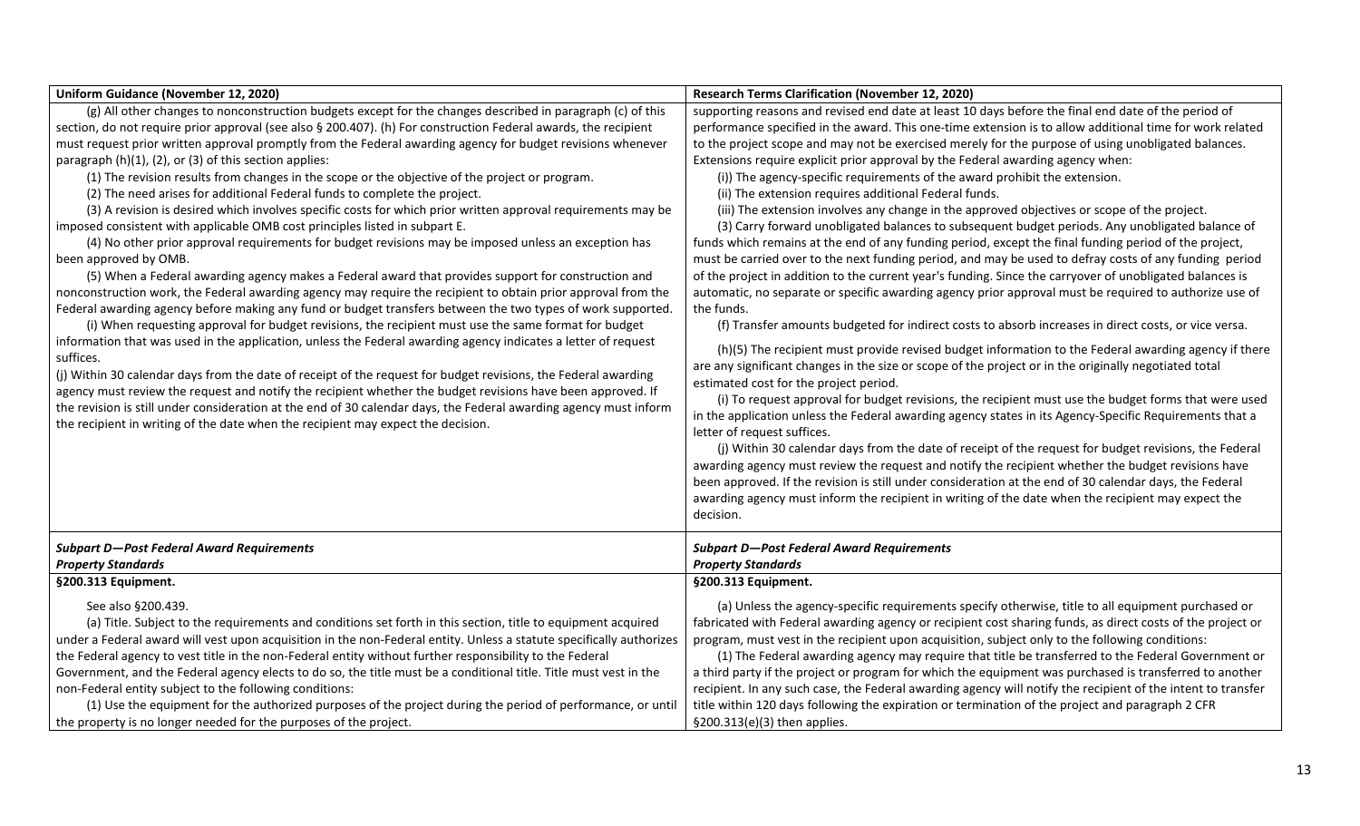| Uniform Guidance (November 12, 2020) | Research Terms Clarification (November 12, 2020) |
|---|---|
| (g) All other changes to nonconstruction budgets except for the changes described in paragraph (c) of this section, do not require prior approval (see also § 200.407). (h) For construction Federal awards, the recipient must request prior written approval promptly from the Federal awarding agency for budget revisions whenever paragraph (h)(1), (2), or (3) of this section applies:<br>(1) The revision results from changes in the scope or the objective of the project or program.<br>(2) The need arises for additional Federal funds to complete the project.<br>(3) A revision is desired which involves specific costs for which prior written approval requirements may be imposed consistent with applicable OMB cost principles listed in subpart E.<br>(4) No other prior approval requirements for budget revisions may be imposed unless an exception has been approved by OMB.<br>(5) When a Federal awarding agency makes a Federal award that provides support for construction and nonconstruction work, the Federal awarding agency may require the recipient to obtain prior approval from the Federal awarding agency before making any fund or budget transfers between the two types of work supported.<br>(i) When requesting approval for budget revisions, the recipient must use the same format for budget information that was used in the application, unless the Federal awarding agency indicates a letter of request suffices.<br>(j) Within 30 calendar days from the date of receipt of the request for budget revisions, the Federal awarding agency must review the request and notify the recipient whether the budget revisions have been approved. If the revision is still under consideration at the end of 30 calendar days, the Federal awarding agency must inform the recipient in writing of the date when the recipient may expect the decision. | supporting reasons and revised end date at least 10 days before the final end date of the period of performance specified in the award. This one-time extension is to allow additional time for work related to the project scope and may not be exercised merely for the purpose of using unobligated balances. Extensions require explicit prior approval by the Federal awarding agency when:<br>(i)) The agency-specific requirements of the award prohibit the extension.<br>(ii) The extension requires additional Federal funds.<br>(iii) The extension involves any change in the approved objectives or scope of the project.<br>(3) Carry forward unobligated balances to subsequent budget periods. Any unobligated balance of funds which remains at the end of any funding period, except the final funding period of the project, must be carried over to the next funding period, and may be used to defray costs of any funding period of the project in addition to the current year's funding. Since the carryover of unobligated balances is automatic, no separate or specific awarding agency prior approval must be required to authorize use of the funds.<br>(f) Transfer amounts budgeted for indirect costs to absorb increases in direct costs, or vice versa.<br>(h)(5) The recipient must provide revised budget information to the Federal awarding agency if there are any significant changes in the size or scope of the project or in the originally negotiated total estimated cost for the project period.<br>(i) To request approval for budget revisions, the recipient must use the budget forms that were used in the application unless the Federal awarding agency states in its Agency-Specific Requirements that a letter of request suffices.<br>(j) Within 30 calendar days from the date of receipt of the request for budget revisions, the Federal awarding agency must review the request and notify the recipient whether the budget revisions have been approved. If the revision is still under consideration at the end of 30 calendar days, the Federal awarding agency must inform the recipient in writing of the date when the recipient may expect the decision. |
| ***Subpart D—Post Federal Award Requirements***<br>***Property Standards*** | ***Subpart D—Post Federal Award Requirements***<br>***Property Standards*** |
| **§200.313 Equipment.** | **§200.313 Equipment.** |
| See also §200.439.<br>(a) Title. Subject to the requirements and conditions set forth in this section, title to equipment acquired under a Federal award will vest upon acquisition in the non-Federal entity. Unless a statute specifically authorizes the Federal agency to vest title in the non-Federal entity without further responsibility to the Federal Government, and the Federal agency elects to do so, the title must be a conditional title. Title must vest in the non-Federal entity subject to the following conditions:<br>(1) Use the equipment for the authorized purposes of the project during the period of performance, or until the property is no longer needed for the purposes of the project. | (a) Unless the agency-specific requirements specify otherwise, title to all equipment purchased or fabricated with Federal awarding agency or recipient cost sharing funds, as direct costs of the project or program, must vest in the recipient upon acquisition, subject only to the following conditions:<br>(1) The Federal awarding agency may require that title be transferred to the Federal Government or a third party if the project or program for which the equipment was purchased is transferred to another recipient. In any such case, the Federal awarding agency will notify the recipient of the intent to transfer title within 120 days following the expiration or termination of the project and paragraph 2 CFR §200.313(e)(3) then applies. |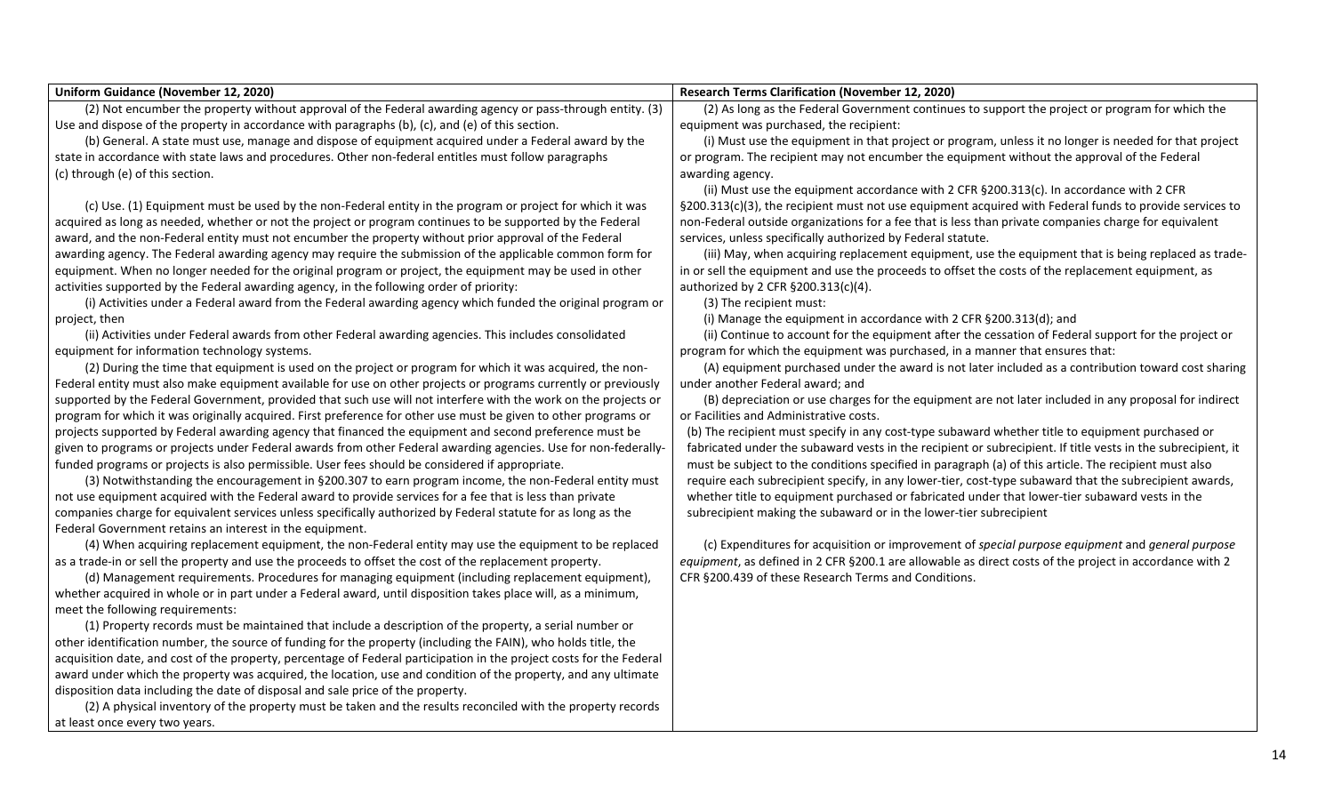| Uniform Guidance (November 12, 2020) | Research Terms Clarification (November 12, 2020) |
|---|---|
| (2) Not encumber the property without approval of the Federal awarding agency or pass-through entity. (3) Use and dispose of the property in accordance with paragraphs (b), (c), and (e) of this section.<br><br>(b) General. A state must use, manage and dispose of equipment acquired under a Federal award by the state in accordance with state laws and procedures. Other non-federal entitles must follow paragraphs (c) through (e) of this section.<br><br>(c) Use. (1) Equipment must be used by the non-Federal entity in the program or project for which it was acquired as long as needed, whether or not the project or program continues to be supported by the Federal award, and the non-Federal entity must not encumber the property without prior approval of the Federal awarding agency. The Federal awarding agency may require the submission of the applicable common form for equipment. When no longer needed for the original program or project, the equipment may be used in other activities supported by the Federal awarding agency, in the following order of priority:<br><br>(i) Activities under a Federal award from the Federal awarding agency which funded the original program or project, then<br><br>(ii) Activities under Federal awards from other Federal awarding agencies. This includes consolidated equipment for information technology systems.<br><br>(2) During the time that equipment is used on the project or program for which it was acquired, the non-Federal entity must also make equipment available for use on other projects or programs currently or previously supported by the Federal Government, provided that such use will not interfere with the work on the projects or program for which it was originally acquired. First preference for other use must be given to other programs or projects supported by Federal awarding agency that financed the equipment and second preference must be given to programs or projects under Federal awards from other Federal awarding agencies. Use for non-federally-funded programs or projects is also permissible. User fees should be considered if appropriate.<br><br>(3) Notwithstanding the encouragement in §200.307 to earn program income, the non-Federal entity must not use equipment acquired with the Federal award to provide services for a fee that is less than private companies charge for equivalent services unless specifically authorized by Federal statute for as long as the Federal Government retains an interest in the equipment.<br><br>(4) When acquiring replacement equipment, the non-Federal entity may use the equipment to be replaced as a trade-in or sell the property and use the proceeds to offset the cost of the replacement property.<br><br>(d) Management requirements. Procedures for managing equipment (including replacement equipment), whether acquired in whole or in part under a Federal award, until disposition takes place will, as a minimum, meet the following requirements:<br><br>(1) Property records must be maintained that include a description of the property, a serial number or other identification number, the source of funding for the property (including the FAIN), who holds title, the acquisition date, and cost of the property, percentage of Federal participation in the project costs for the Federal award under which the property was acquired, the location, use and condition of the property, and any ultimate disposition data including the date of disposal and sale price of the property.<br><br>(2) A physical inventory of the property must be taken and the results reconciled with the property records at least once every two years. | (2) As long as the Federal Government continues to support the project or program for which the equipment was purchased, the recipient:<br><br>(i) Must use the equipment in that project or program, unless it no longer is needed for that project or program. The recipient may not encumber the equipment without the approval of the Federal awarding agency.<br><br>(ii) Must use the equipment accordance with 2 CFR §200.313(c). In accordance with 2 CFR §200.313(c)(3), the recipient must not use equipment acquired with Federal funds to provide services to non-Federal outside organizations for a fee that is less than private companies charge for equivalent services, unless specifically authorized by Federal statute.<br><br>(iii) May, when acquiring replacement equipment, use the equipment that is being replaced as trade-in or sell the equipment and use the proceeds to offset the costs of the replacement equipment, as authorized by 2 CFR §200.313(c)(4).<br><br>(3) The recipient must:<br><br>(i) Manage the equipment in accordance with 2 CFR §200.313(d); and<br><br>(ii) Continue to account for the equipment after the cessation of Federal support for the project or program for which the equipment was purchased, in a manner that ensures that:<br><br>(A) equipment purchased under the award is not later included as a contribution toward cost sharing under another Federal award; and<br><br>(B) depreciation or use charges for the equipment are not later included in any proposal for indirect or Facilities and Administrative costs.<br><br>(b) The recipient must specify in any cost-type subaward whether title to equipment purchased or fabricated under the subaward vests in the recipient or subrecipient. If title vests in the subrecipient, it must be subject to the conditions specified in paragraph (a) of this article. The recipient must also require each subrecipient specify, in any lower-tier, cost-type subaward that the subrecipient awards, whether title to equipment purchased or fabricated under that lower-tier subaward vests in the subrecipient making the subaward or in the lower-tier subrecipient<br><br>(c) Expenditures for acquisition or improvement of *special purpose equipment* and *general purpose equipment*, as defined in 2 CFR §200.1 are allowable as direct costs of the project in accordance with 2 CFR §200.439 of these Research Terms and Conditions. |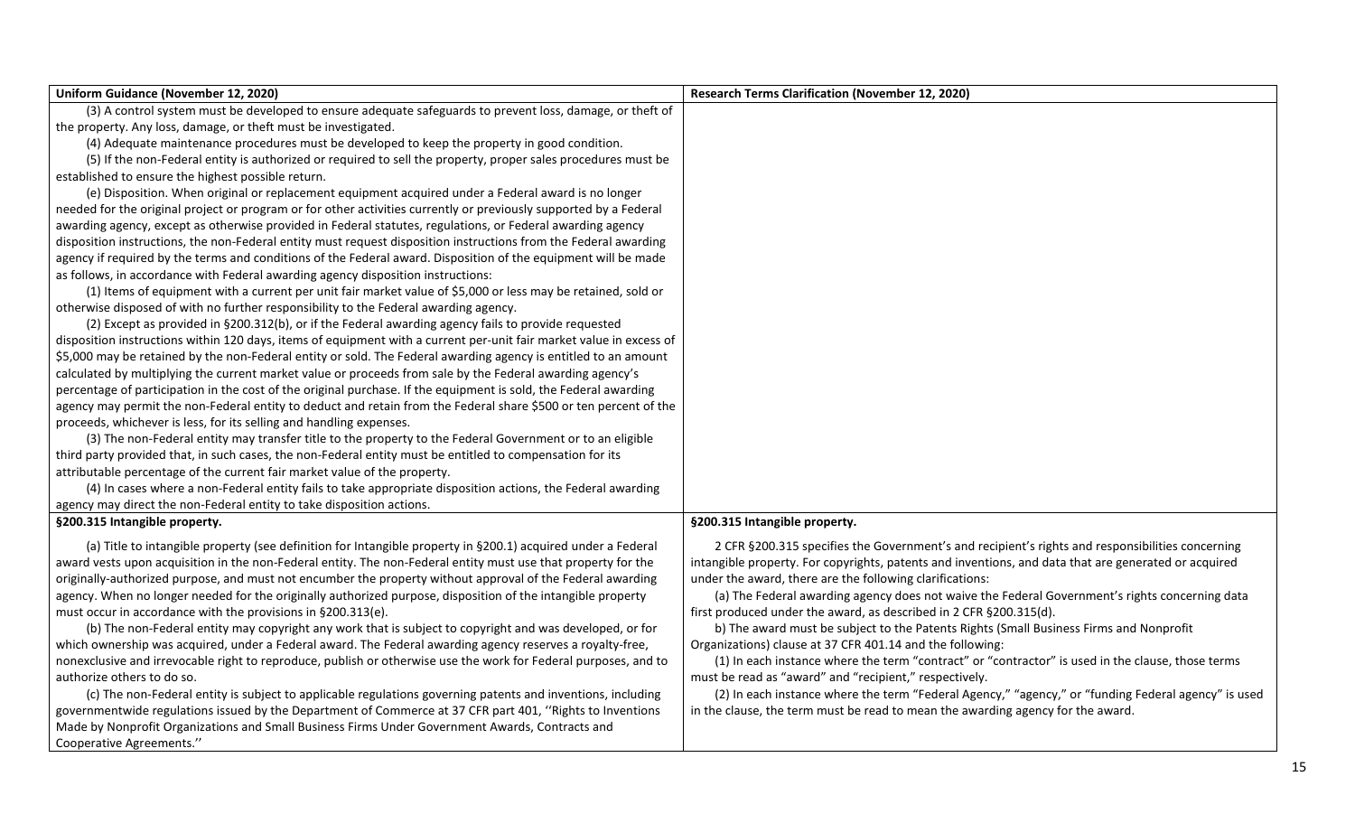| Uniform Guidance (November 12, 2020) | Research Terms Clarification (November 12, 2020) |
|---|---|
| (3) A control system must be developed to ensure adequate safeguards to prevent loss, damage, or theft of the property. Any loss, damage, or theft must be investigated.<br>(4) Adequate maintenance procedures must be developed to keep the property in good condition.<br>(5) If the non-Federal entity is authorized or required to sell the property, proper sales procedures must be established to ensure the highest possible return.<br>(e) Disposition. When original or replacement equipment acquired under a Federal award is no longer needed for the original project or program or for other activities currently or previously supported by a Federal awarding agency, except as otherwise provided in Federal statutes, regulations, or Federal awarding agency disposition instructions, the non-Federal entity must request disposition instructions from the Federal awarding agency if required by the terms and conditions of the Federal award. Disposition of the equipment will be made as follows, in accordance with Federal awarding agency disposition instructions:<br>(1) Items of equipment with a current per unit fair market value of $5,000 or less may be retained, sold or otherwise disposed of with no further responsibility to the Federal awarding agency.<br>(2) Except as provided in §200.312(b), or if the Federal awarding agency fails to provide requested disposition instructions within 120 days, items of equipment with a current per-unit fair market value in excess of $5,000 may be retained by the non-Federal entity or sold. The Federal awarding agency is entitled to an amount calculated by multiplying the current market value or proceeds from sale by the Federal awarding agency's percentage of participation in the cost of the original purchase. If the equipment is sold, the Federal awarding agency may permit the non-Federal entity to deduct and retain from the Federal share $500 or ten percent of the proceeds, whichever is less, for its selling and handling expenses.<br>(3) The non-Federal entity may transfer title to the property to the Federal Government or to an eligible third party provided that, in such cases, the non-Federal entity must be entitled to compensation for its attributable percentage of the current fair market value of the property.<br>(4) In cases where a non-Federal entity fails to take appropriate disposition actions, the Federal awarding agency may direct the non-Federal entity to take disposition actions. | |
| **§200.315 Intangible property.** | **§200.315 Intangible property.** |
| (a) Title to intangible property (see definition for Intangible property in §200.1) acquired under a Federal award vests upon acquisition in the non-Federal entity. The non-Federal entity must use that property for the originally-authorized purpose, and must not encumber the property without approval of the Federal awarding agency. When no longer needed for the originally authorized purpose, disposition of the intangible property must occur in accordance with the provisions in §200.313(e).<br>(b) The non-Federal entity may copyright any work that is subject to copyright and was developed, or for which ownership was acquired, under a Federal award. The Federal awarding agency reserves a royalty-free, nonexclusive and irrevocable right to reproduce, publish or otherwise use the work for Federal purposes, and to authorize others to do so.<br>(c) The non-Federal entity is subject to applicable regulations governing patents and inventions, including governmentwide regulations issued by the Department of Commerce at 37 CFR part 401, ''Rights to Inventions Made by Nonprofit Organizations and Small Business Firms Under Government Awards, Contracts and Cooperative Agreements.'' | 2 CFR §200.315 specifies the Government's and recipient's rights and responsibilities concerning intangible property. For copyrights, patents and inventions, and data that are generated or acquired under the award, there are the following clarifications:<br>(a) The Federal awarding agency does not waive the Federal Government's rights concerning data first produced under the award, as described in 2 CFR §200.315(d).<br>b) The award must be subject to the Patents Rights (Small Business Firms and Nonprofit Organizations) clause at 37 CFR 401.14 and the following:<br>(1) In each instance where the term "contract" or "contractor" is used in the clause, those terms must be read as "award" and "recipient," respectively.<br>(2) In each instance where the term "Federal Agency," "agency," or "funding Federal agency" is used in the clause, the term must be read to mean the awarding agency for the award. |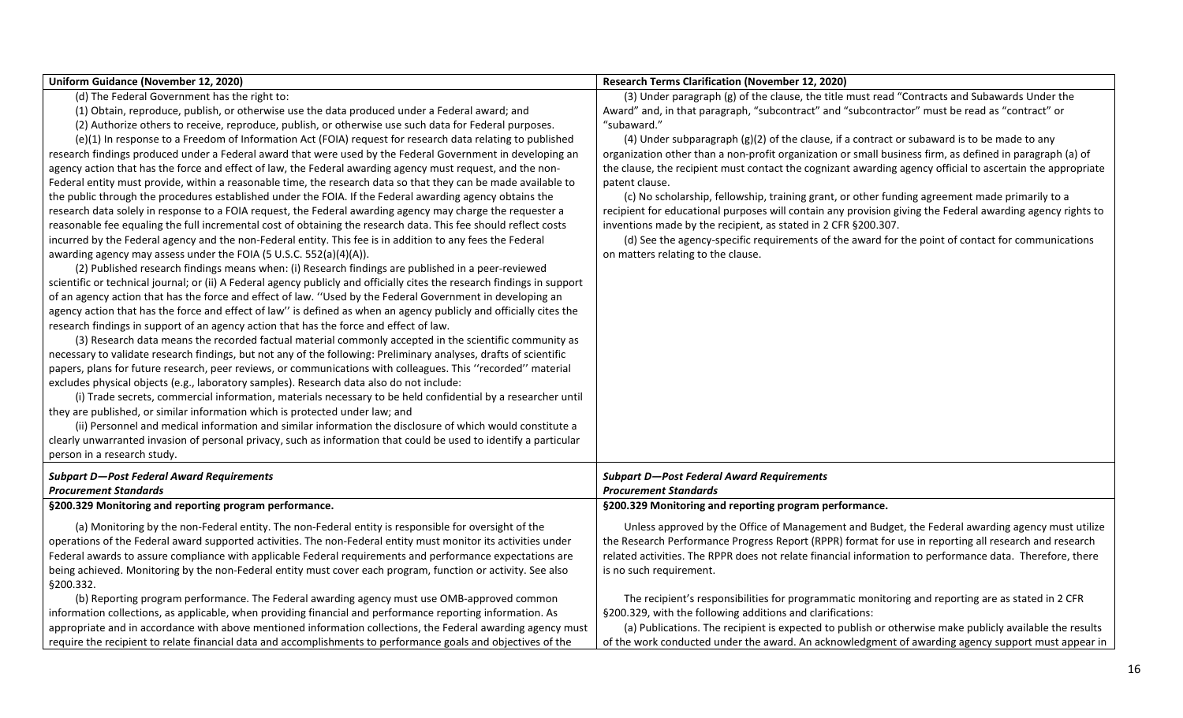| Uniform Guidance (November 12, 2020) | Research Terms Clarification (November 12, 2020) |
|---|---|
| (d) The Federal Government has the right to:<br>(1) Obtain, reproduce, publish, or otherwise use the data produced under a Federal award; and<br>(2) Authorize others to receive, reproduce, publish, or otherwise use such data for Federal purposes.<br>(e)(1) In response to a Freedom of Information Act (FOIA) request for research data relating to published research findings produced under a Federal award that were used by the Federal Government in developing an agency action that has the force and effect of law, the Federal awarding agency must request, and the non-Federal entity must provide, within a reasonable time, the research data so that they can be made available to the public through the procedures established under the FOIA. If the Federal awarding agency obtains the research data solely in response to a FOIA request, the Federal awarding agency may charge the requester a reasonable fee equaling the full incremental cost of obtaining the research data. This fee should reflect costs incurred by the Federal agency and the non-Federal entity. This fee is in addition to any fees the Federal awarding agency may assess under the FOIA (5 U.S.C. 552(a)(4)(A)).<br>(2) Published research findings means when: (i) Research findings are published in a peer-reviewed scientific or technical journal; or (ii) A Federal agency publicly and officially cites the research findings in support of an agency action that has the force and effect of law. ''Used by the Federal Government in developing an agency action that has the force and effect of law'' is defined as when an agency publicly and officially cites the research findings in support of an agency action that has the force and effect of law.<br>(3) Research data means the recorded factual material commonly accepted in the scientific community as necessary to validate research findings, but not any of the following: Preliminary analyses, drafts of scientific papers, plans for future research, peer reviews, or communications with colleagues. This ''recorded'' material excludes physical objects (e.g., laboratory samples). Research data also do not include:<br>(i) Trade secrets, commercial information, materials necessary to be held confidential by a researcher until they are published, or similar information which is protected under law; and<br>(ii) Personnel and medical information and similar information the disclosure of which would constitute a clearly unwarranted invasion of personal privacy, such as information that could be used to identify a particular person in a research study. | (3) Under paragraph (g) of the clause, the title must read "Contracts and Subawards Under the Award" and, in that paragraph, "subcontract" and "subcontractor" must be read as "contract" or "subaward."<br>(4) Under subparagraph (g)(2) of the clause, if a contract or subaward is to be made to any organization other than a non-profit organization or small business firm, as defined in paragraph (a) of the clause, the recipient must contact the cognizant awarding agency official to ascertain the appropriate patent clause.<br>(c) No scholarship, fellowship, training grant, or other funding agreement made primarily to a recipient for educational purposes will contain any provision giving the Federal awarding agency rights to inventions made by the recipient, as stated in 2 CFR §200.307.<br>(d) See the agency-specific requirements of the award for the point of contact for communications on matters relating to the clause. |
| ***Subpart D—Post Federal Award Requirements***<br>***Procurement Standards*** | ***Subpart D—Post Federal Award Requirements***<br>***Procurement Standards*** |
| **§200.329 Monitoring and reporting program performance.** | **§200.329 Monitoring and reporting program performance.** |
| (a) Monitoring by the non-Federal entity. The non-Federal entity is responsible for oversight of the operations of the Federal award supported activities. The non-Federal entity must monitor its activities under Federal awards to assure compliance with applicable Federal requirements and performance expectations are being achieved. Monitoring by the non-Federal entity must cover each program, function or activity. See also §200.332.<br>(b) Reporting program performance. The Federal awarding agency must use OMB-approved common information collections, as applicable, when providing financial and performance reporting information. As appropriate and in accordance with above mentioned information collections, the Federal awarding agency must require the recipient to relate financial data and accomplishments to performance goals and objectives of the | Unless approved by the Office of Management and Budget, the Federal awarding agency must utilize the Research Performance Progress Report (RPPR) format for use in reporting all research and research related activities. The RPPR does not relate financial information to performance data. Therefore, there is no such requirement.<br><br>The recipient's responsibilities for programmatic monitoring and reporting are as stated in 2 CFR §200.329, with the following additions and clarifications:<br>(a) Publications. The recipient is expected to publish or otherwise make publicly available the results of the work conducted under the award. An acknowledgment of awarding agency support must appear in |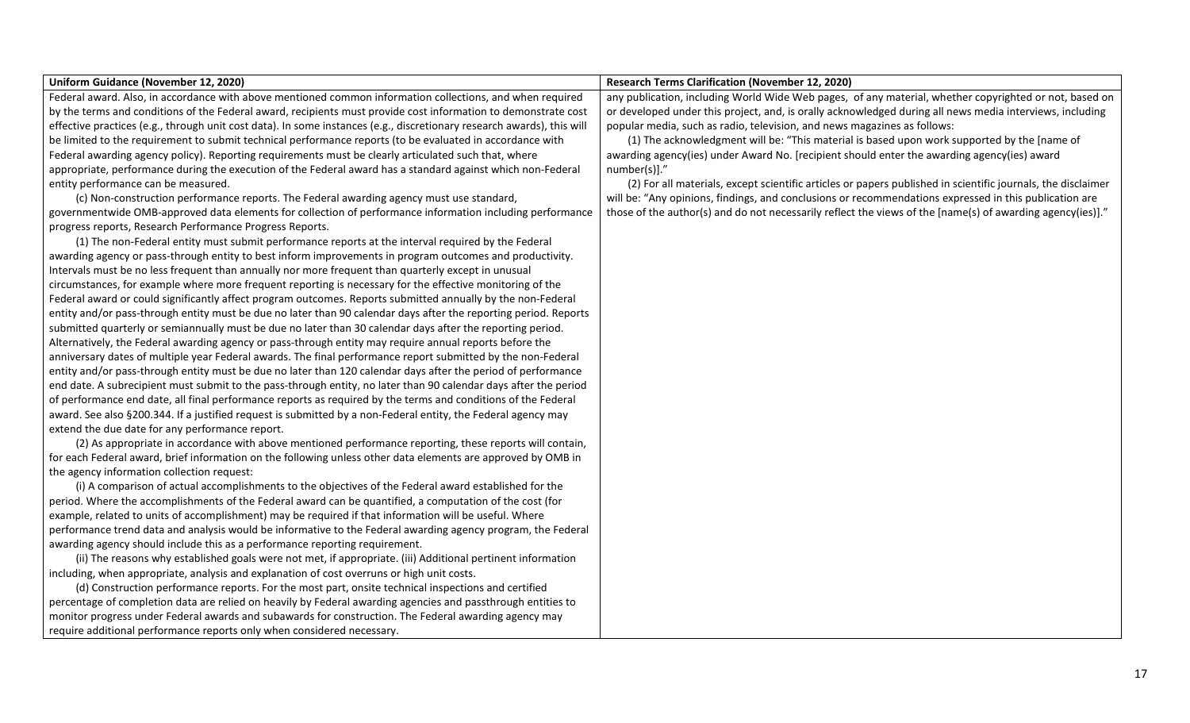| Uniform Guidance (November 12, 2020) | Research Terms Clarification (November 12, 2020) |
|---|---|
| Federal award. Also, in accordance with above mentioned common information collections, and when required by the terms and conditions of the Federal award, recipients must provide cost information to demonstrate cost effective practices (e.g., through unit cost data). In some instances (e.g., discretionary research awards), this will be limited to the requirement to submit technical performance reports (to be evaluated in accordance with Federal awarding agency policy). Reporting requirements must be clearly articulated such that, where appropriate, performance during the execution of the Federal award has a standard against which non-Federal entity performance can be measured.<br>(c) Non-construction performance reports. The Federal awarding agency must use standard, governmentwide OMB-approved data elements for collection of performance information including performance progress reports, Research Performance Progress Reports.<br>(1) The non-Federal entity must submit performance reports at the interval required by the Federal awarding agency or pass-through entity to best inform improvements in program outcomes and productivity. Intervals must be no less frequent than annually nor more frequent than quarterly except in unusual circumstances, for example where more frequent reporting is necessary for the effective monitoring of the Federal award or could significantly affect program outcomes. Reports submitted annually by the non-Federal entity and/or pass-through entity must be due no later than 90 calendar days after the reporting period. Reports submitted quarterly or semiannually must be due no later than 30 calendar days after the reporting period. Alternatively, the Federal awarding agency or pass-through entity may require annual reports before the anniversary dates of multiple year Federal awards. The final performance report submitted by the non-Federal entity and/or pass-through entity must be due no later than 120 calendar days after the period of performance end date. A subrecipient must submit to the pass-through entity, no later than 90 calendar days after the period of performance end date, all final performance reports as required by the terms and conditions of the Federal award. See also §200.344. If a justified request is submitted by a non-Federal entity, the Federal agency may extend the due date for any performance report.<br>(2) As appropriate in accordance with above mentioned performance reporting, these reports will contain, for each Federal award, brief information on the following unless other data elements are approved by OMB in the agency information collection request:<br>(i) A comparison of actual accomplishments to the objectives of the Federal award established for the period. Where the accomplishments of the Federal award can be quantified, a computation of the cost (for example, related to units of accomplishment) may be required if that information will be useful. Where performance trend data and analysis would be informative to the Federal awarding agency program, the Federal awarding agency should include this as a performance reporting requirement.<br>(ii) The reasons why established goals were not met, if appropriate. (iii) Additional pertinent information including, when appropriate, analysis and explanation of cost overruns or high unit costs.<br>(d) Construction performance reports. For the most part, onsite technical inspections and certified percentage of completion data are relied on heavily by Federal awarding agencies and passthrough entities to monitor progress under Federal awards and subawards for construction. The Federal awarding agency may require additional performance reports only when considered necessary. | any publication, including World Wide Web pages, of any material, whether copyrighted or not, based on or developed under this project, and, is orally acknowledged during all news media interviews, including popular media, such as radio, television, and news magazines as follows:<br>(1) The acknowledgment will be: "This material is based upon work supported by the [name of awarding agency(ies) under Award No. [recipient should enter the awarding agency(ies) award number(s)]."<br>(2) For all materials, except scientific articles or papers published in scientific journals, the disclaimer will be: "Any opinions, findings, and conclusions or recommendations expressed in this publication are those of the author(s) and do not necessarily reflect the views of the [name(s) of awarding agency(ies)]." |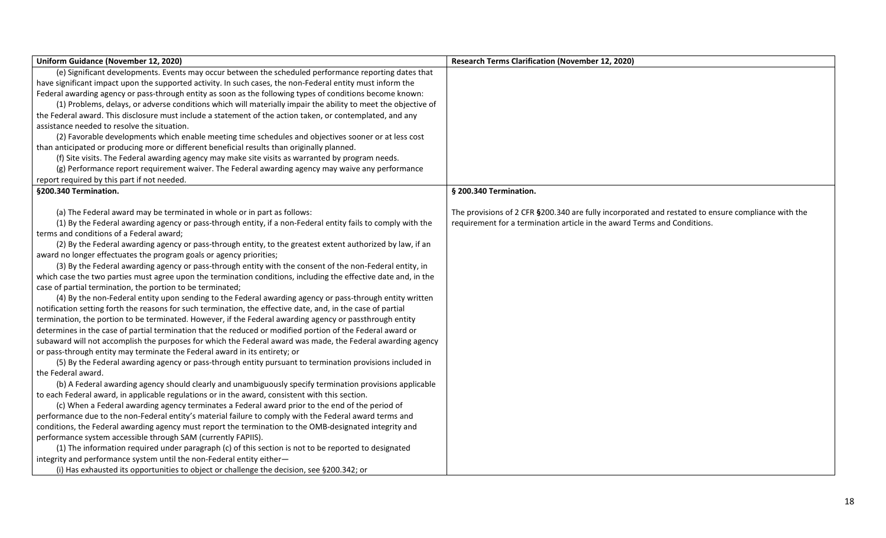| Uniform Guidance (November 12, 2020) | Research Terms Clarification (November 12, 2020) |
| --- | --- |
| (e) Significant developments. Events may occur between the scheduled performance reporting dates that have significant impact upon the supported activity. In such cases, the non-Federal entity must inform the Federal awarding agency or pass-through entity as soon as the following types of conditions become known:<br>(1) Problems, delays, or adverse conditions which will materially impair the ability to meet the objective of the Federal award. This disclosure must include a statement of the action taken, or contemplated, and any assistance needed to resolve the situation.<br>(2) Favorable developments which enable meeting time schedules and objectives sooner or at less cost than anticipated or producing more or different beneficial results than originally planned.<br>(f) Site visits. The Federal awarding agency may make site visits as warranted by program needs.<br>(g) Performance report requirement waiver. The Federal awarding agency may waive any performance report required by this part if not needed. | |
| **§200.340 Termination.** | **§ 200.340 Termination.** |
| (a) The Federal award may be terminated in whole or in part as follows:<br>(1) By the Federal awarding agency or pass-through entity, if a non-Federal entity fails to comply with the terms and conditions of a Federal award;<br>(2) By the Federal awarding agency or pass-through entity, to the greatest extent authorized by law, if an award no longer effectuates the program goals or agency priorities;<br>(3) By the Federal awarding agency or pass-through entity with the consent of the non-Federal entity, in which case the two parties must agree upon the termination conditions, including the effective date and, in the case of partial termination, the portion to be terminated;<br>(4) By the non-Federal entity upon sending to the Federal awarding agency or pass-through entity written notification setting forth the reasons for such termination, the effective date, and, in the case of partial termination, the portion to be terminated. However, if the Federal awarding agency or passthrough entity determines in the case of partial termination that the reduced or modified portion of the Federal award or subaward will not accomplish the purposes for which the Federal award was made, the Federal awarding agency or pass-through entity may terminate the Federal award in its entirety; or<br>(5) By the Federal awarding agency or pass-through entity pursuant to termination provisions included in the Federal award.<br>(b) A Federal awarding agency should clearly and unambiguously specify termination provisions applicable to each Federal award, in applicable regulations or in the award, consistent with this section.<br>(c) When a Federal awarding agency terminates a Federal award prior to the end of the period of performance due to the non-Federal entity's material failure to comply with the Federal award terms and conditions, the Federal awarding agency must report the termination to the OMB-designated integrity and performance system accessible through SAM (currently FAPIIS).<br>(1) The information required under paragraph (c) of this section is not to be reported to designated integrity and performance system until the non-Federal entity either—<br>(i) Has exhausted its opportunities to object or challenge the decision, see §200.342; or | The provisions of 2 CFR **§**200.340 are fully incorporated and restated to ensure compliance with the requirement for a termination article in the award Terms and Conditions. |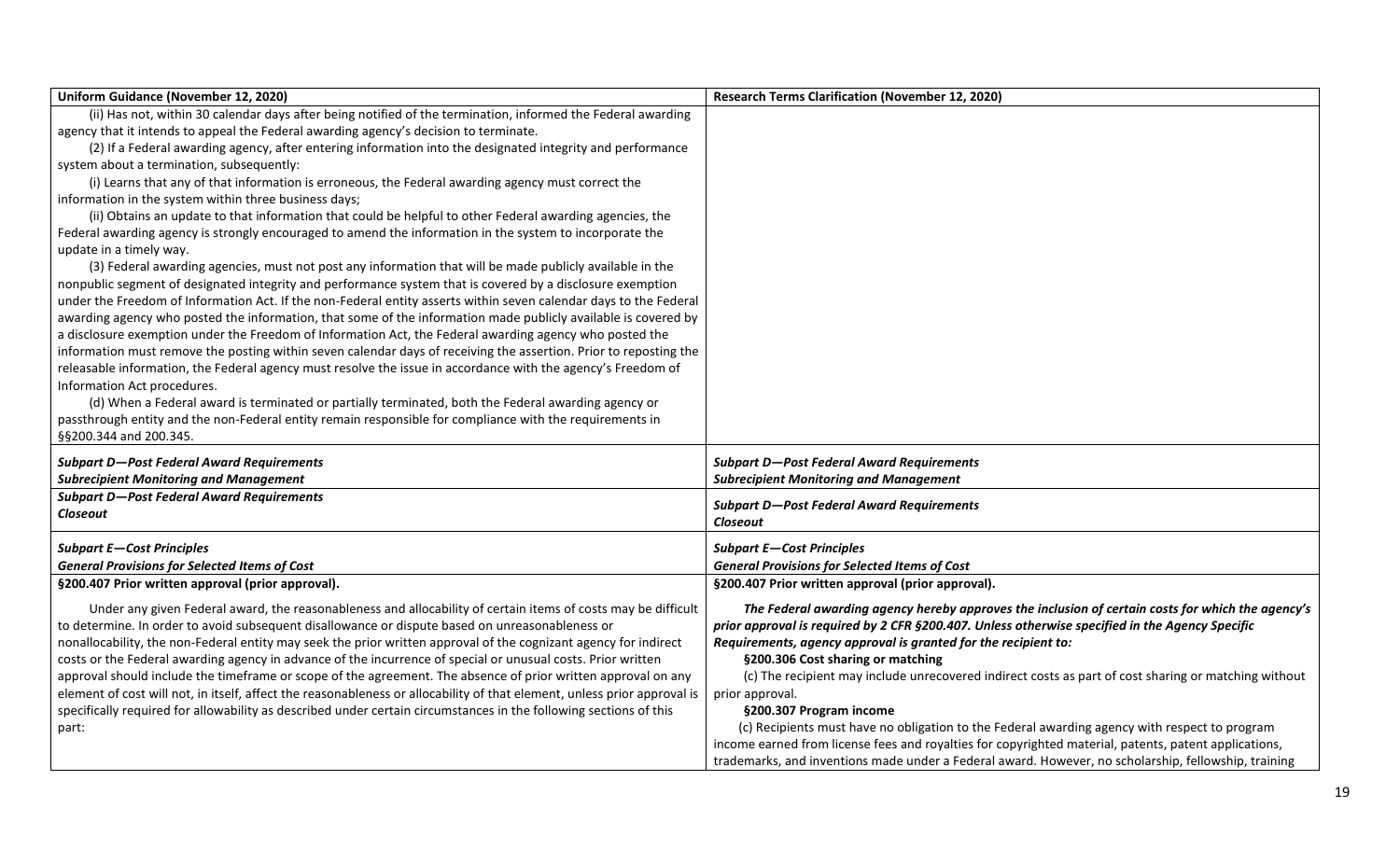| Uniform Guidance (November 12, 2020) | Research Terms Clarification (November 12, 2020) |
|---|---|
| (ii) Has not, within 30 calendar days after being notified of the termination, informed the Federal awarding agency that it intends to appeal the Federal awarding agency's decision to terminate.<br>(2) If a Federal awarding agency, after entering information into the designated integrity and performance system about a termination, subsequently:<br>(i) Learns that any of that information is erroneous, the Federal awarding agency must correct the information in the system within three business days;<br>(ii) Obtains an update to that information that could be helpful to other Federal awarding agencies, the Federal awarding agency is strongly encouraged to amend the information in the system to incorporate the update in a timely way.<br>(3) Federal awarding agencies, must not post any information that will be made publicly available in the nonpublic segment of designated integrity and performance system that is covered by a disclosure exemption under the Freedom of Information Act. If the non-Federal entity asserts within seven calendar days to the Federal awarding agency who posted the information, that some of the information made publicly available is covered by a disclosure exemption under the Freedom of Information Act, the Federal awarding agency who posted the information must remove the posting within seven calendar days of receiving the assertion. Prior to reposting the releasable information, the Federal agency must resolve the issue in accordance with the agency's Freedom of Information Act procedures.<br>(d) When a Federal award is terminated or partially terminated, both the Federal awarding agency or passthrough entity and the non-Federal entity remain responsible for compliance with the requirements in §§200.344 and 200.345. | |
| ***Subpart D—Post Federal Award Requirements***<br>***Subrecipient Monitoring and Management*** | ***Subpart D—Post Federal Award Requirements***<br>***Subrecipient Monitoring and Management*** |
| ***Subpart D—Post Federal Award Requirements***<br>***Closeout*** | ***Subpart D—Post Federal Award Requirements***<br>***Closeout*** |
| ***Subpart E—Cost Principles***<br>***General Provisions for Selected Items of Cost*** | ***Subpart E—Cost Principles***<br>***General Provisions for Selected Items of Cost*** |
| **§200.407 Prior written approval (prior approval).** | **§200.407 Prior written approval (prior approval).** |
| Under any given Federal award, the reasonableness and allocability of certain items of costs may be difficult to determine. In order to avoid subsequent disallowance or dispute based on unreasonableness or nonallocability, the non-Federal entity may seek the prior written approval of the cognizant agency for indirect costs or the Federal awarding agency in advance of the incurrence of special or unusual costs. Prior written approval should include the timeframe or scope of the agreement. The absence of prior written approval on any element of cost will not, in itself, affect the reasonableness or allocability of that element, unless prior approval is specifically required for allowability as described under certain circumstances in the following sections of this part: | ***The Federal awarding agency hereby approves the inclusion of certain costs for which the agency's prior approval is required by 2 CFR §200.407. Unless otherwise specified in the Agency Specific Requirements, agency approval is granted for the recipient to:***<br>**§200.306 Cost sharing or matching**<br>(c) The recipient may include unrecovered indirect costs as part of cost sharing or matching without prior approval.<br>**§200.307 Program income**<br>(c) Recipients must have no obligation to the Federal awarding agency with respect to program income earned from license fees and royalties for copyrighted material, patents, patent applications, trademarks, and inventions made under a Federal award. However, no scholarship, fellowship, training |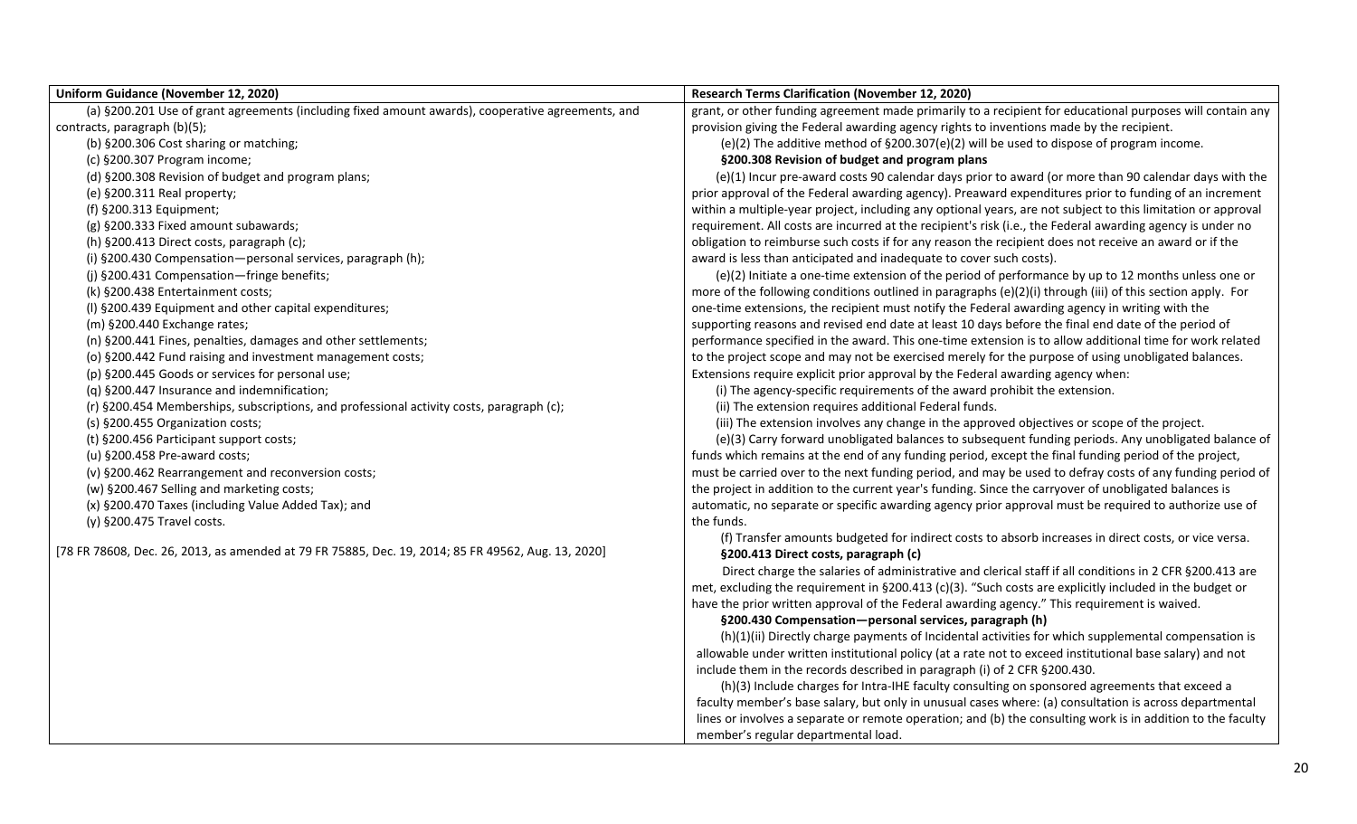| Uniform Guidance (November 12, 2020) | Research Terms Clarification (November 12, 2020) |
|---|---|
| (a) §200.201 Use of grant agreements (including fixed amount awards), cooperative agreements, and contracts, paragraph (b)(5);<br>(b) §200.306 Cost sharing or matching;<br>(c) §200.307 Program income;<br>(d) §200.308 Revision of budget and program plans;<br>(e) §200.311 Real property;<br>(f) §200.313 Equipment;<br>(g) §200.333 Fixed amount subawards;<br>(h) §200.413 Direct costs, paragraph (c);<br>(i) §200.430 Compensation—personal services, paragraph (h);<br>(j) §200.431 Compensation—fringe benefits;<br>(k) §200.438 Entertainment costs;<br>(l) §200.439 Equipment and other capital expenditures;<br>(m) §200.440 Exchange rates;<br>(n) §200.441 Fines, penalties, damages and other settlements;<br>(o) §200.442 Fund raising and investment management costs;<br>(p) §200.445 Goods or services for personal use;<br>(q) §200.447 Insurance and indemnification;<br>(r) §200.454 Memberships, subscriptions, and professional activity costs, paragraph (c);<br>(s) §200.455 Organization costs;<br>(t) §200.456 Participant support costs;<br>(u) §200.458 Pre-award costs;<br>(v) §200.462 Rearrangement and reconversion costs;<br>(w) §200.467 Selling and marketing costs;<br>(x) §200.470 Taxes (including Value Added Tax); and<br>(y) §200.475 Travel costs.<br><br>[78 FR 78608, Dec. 26, 2013, as amended at 79 FR 75885, Dec. 19, 2014; 85 FR 49562, Aug. 13, 2020] | grant, or other funding agreement made primarily to a recipient for educational purposes will contain any provision giving the Federal awarding agency rights to inventions made by the recipient.<br>(e)(2) The additive method of §200.307(e)(2) will be used to dispose of program income.<br>**§200.308 Revision of budget and program plans**<br>(e)(1) Incur pre-award costs 90 calendar days prior to award (or more than 90 calendar days with the prior approval of the Federal awarding agency). Preaward expenditures prior to funding of an increment within a multiple-year project, including any optional years, are not subject to this limitation or approval requirement. All costs are incurred at the recipient's risk (i.e., the Federal awarding agency is under no obligation to reimburse such costs if for any reason the recipient does not receive an award or if the award is less than anticipated and inadequate to cover such costs).<br>(e)(2) Initiate a one-time extension of the period of performance by up to 12 months unless one or more of the following conditions outlined in paragraphs (e)(2)(i) through (iii) of this section apply. For one-time extensions, the recipient must notify the Federal awarding agency in writing with the supporting reasons and revised end date at least 10 days before the final end date of the period of performance specified in the award. This one-time extension is to allow additional time for work related to the project scope and may not be exercised merely for the purpose of using unobligated balances. Extensions require explicit prior approval by the Federal awarding agency when:<br>(i) The agency-specific requirements of the award prohibit the extension.<br>(ii) The extension requires additional Federal funds.<br>(iii) The extension involves any change in the approved objectives or scope of the project.<br>(e)(3) Carry forward unobligated balances to subsequent funding periods. Any unobligated balance of funds which remains at the end of any funding period, except the final funding period of the project, must be carried over to the next funding period, and may be used to defray costs of any funding period of the project in addition to the current year's funding. Since the carryover of unobligated balances is automatic, no separate or specific awarding agency prior approval must be required to authorize use of the funds.<br>(f) Transfer amounts budgeted for indirect costs to absorb increases in direct costs, or vice versa.<br>**§200.413 Direct costs, paragraph (c)**<br>Direct charge the salaries of administrative and clerical staff if all conditions in 2 CFR §200.413 are met, excluding the requirement in §200.413 (c)(3). "Such costs are explicitly included in the budget or have the prior written approval of the Federal awarding agency." This requirement is waived.<br>**§200.430 Compensation—personal services, paragraph (h)**<br>(h)(1)(ii) Directly charge payments of Incidental activities for which supplemental compensation is allowable under written institutional policy (at a rate not to exceed institutional base salary) and not include them in the records described in paragraph (i) of 2 CFR §200.430.<br>(h)(3) Include charges for Intra-IHE faculty consulting on sponsored agreements that exceed a faculty member's base salary, but only in unusual cases where: (a) consultation is across departmental lines or involves a separate or remote operation; and (b) the consulting work is in addition to the faculty member's regular departmental load. |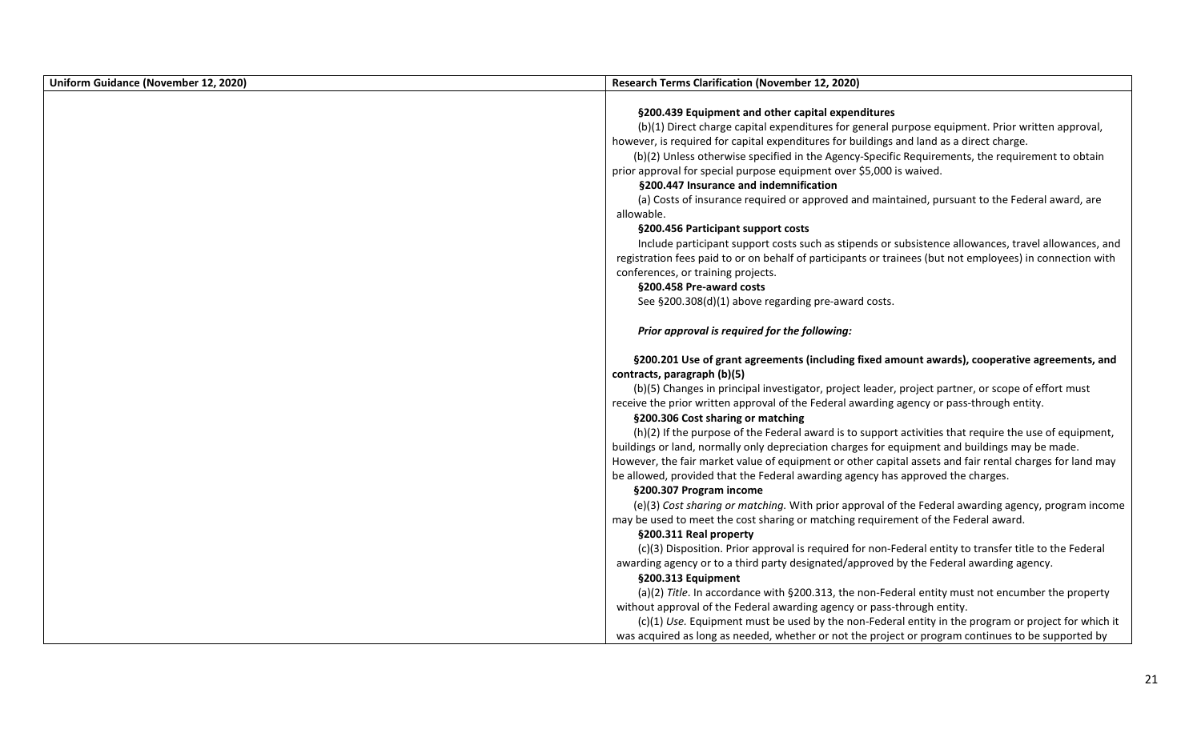| Uniform Guidance (November 12, 2020) | Research Terms Clarification (November 12, 2020) |
| --- | --- |
| | **§200.439 Equipment and other capital expenditures**<br>(b)(1) Direct charge capital expenditures for general purpose equipment. Prior written approval, however, is required for capital expenditures for buildings and land as a direct charge.<br>(b)(2) Unless otherwise specified in the Agency-Specific Requirements, the requirement to obtain prior approval for special purpose equipment over $5,000 is waived.<br>**§200.447 Insurance and indemnification**<br>(a) Costs of insurance required or approved and maintained, pursuant to the Federal award, are allowable.<br>**§200.456 Participant support costs**<br>Include participant support costs such as stipends or subsistence allowances, travel allowances, and registration fees paid to or on behalf of participants or trainees (but not employees) in connection with conferences, or training projects.<br>**§200.458 Pre-award costs**<br>See §200.308(d)(1) above regarding pre-award costs.<br><br>***Prior approval is required for the following:***<br><br>**§200.201 Use of grant agreements (including fixed amount awards), cooperative agreements, and contracts, paragraph (b)(5)**<br>(b)(5) Changes in principal investigator, project leader, project partner, or scope of effort must receive the prior written approval of the Federal awarding agency or pass-through entity.<br>**§200.306 Cost sharing or matching**<br>(h)(2) If the purpose of the Federal award is to support activities that require the use of equipment, buildings or land, normally only depreciation charges for equipment and buildings may be made. However, the fair market value of equipment or other capital assets and fair rental charges for land may be allowed, provided that the Federal awarding agency has approved the charges.<br>**§200.307 Program income**<br>(e)(3) *Cost sharing or matching.* With prior approval of the Federal awarding agency, program income may be used to meet the cost sharing or matching requirement of the Federal award.<br>**§200.311 Real property**<br>(c)(3) Disposition. Prior approval is required for non-Federal entity to transfer title to the Federal awarding agency or to a third party designated/approved by the Federal awarding agency.<br>**§200.313 Equipment**<br>(a)(2) *Title*. In accordance with §200.313, the non-Federal entity must not encumber the property without approval of the Federal awarding agency or pass-through entity.<br>(c)(1) *Use.* Equipment must be used by the non-Federal entity in the program or project for which it was acquired as long as needed, whether or not the project or program continues to be supported by |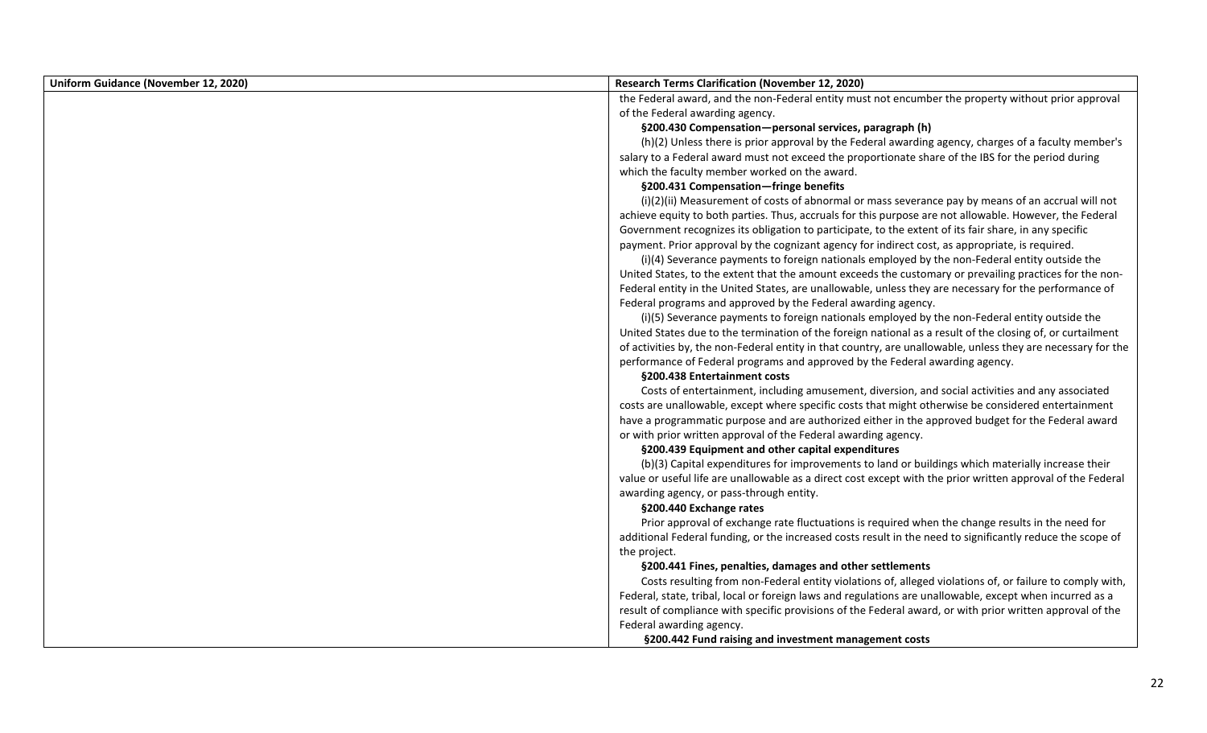| Uniform Guidance (November 12, 2020) | Research Terms Clarification (November 12, 2020) |
| --- | --- |
| | the Federal award, and the non-Federal entity must not encumber the property without prior approval of the Federal awarding agency.<br><br>**§200.430 Compensation—personal services, paragraph (h)**<br><br>(h)(2) Unless there is prior approval by the Federal awarding agency, charges of a faculty member's salary to a Federal award must not exceed the proportionate share of the IBS for the period during which the faculty member worked on the award.<br><br>**§200.431 Compensation—fringe benefits**<br><br>(i)(2)(ii) Measurement of costs of abnormal or mass severance pay by means of an accrual will not achieve equity to both parties. Thus, accruals for this purpose are not allowable. However, the Federal Government recognizes its obligation to participate, to the extent of its fair share, in any specific payment. Prior approval by the cognizant agency for indirect cost, as appropriate, is required.<br><br>(i)(4) Severance payments to foreign nationals employed by the non-Federal entity outside the United States, to the extent that the amount exceeds the customary or prevailing practices for the non-Federal entity in the United States, are unallowable, unless they are necessary for the performance of Federal programs and approved by the Federal awarding agency.<br><br>(i)(5) Severance payments to foreign nationals employed by the non-Federal entity outside the United States due to the termination of the foreign national as a result of the closing of, or curtailment of activities by, the non-Federal entity in that country, are unallowable, unless they are necessary for the performance of Federal programs and approved by the Federal awarding agency.<br><br>**§200.438 Entertainment costs**<br><br>Costs of entertainment, including amusement, diversion, and social activities and any associated costs are unallowable, except where specific costs that might otherwise be considered entertainment have a programmatic purpose and are authorized either in the approved budget for the Federal award or with prior written approval of the Federal awarding agency.<br><br>**§200.439 Equipment and other capital expenditures**<br><br>(b)(3) Capital expenditures for improvements to land or buildings which materially increase their value or useful life are unallowable as a direct cost except with the prior written approval of the Federal awarding agency, or pass-through entity.<br><br>**§200.440 Exchange rates**<br><br>Prior approval of exchange rate fluctuations is required when the change results in the need for additional Federal funding, or the increased costs result in the need to significantly reduce the scope of the project.<br><br>**§200.441 Fines, penalties, damages and other settlements**<br><br>Costs resulting from non-Federal entity violations of, alleged violations of, or failure to comply with, Federal, state, tribal, local or foreign laws and regulations are unallowable, except when incurred as a result of compliance with specific provisions of the Federal award, or with prior written approval of the Federal awarding agency.<br><br>**§200.442 Fund raising and investment management costs** |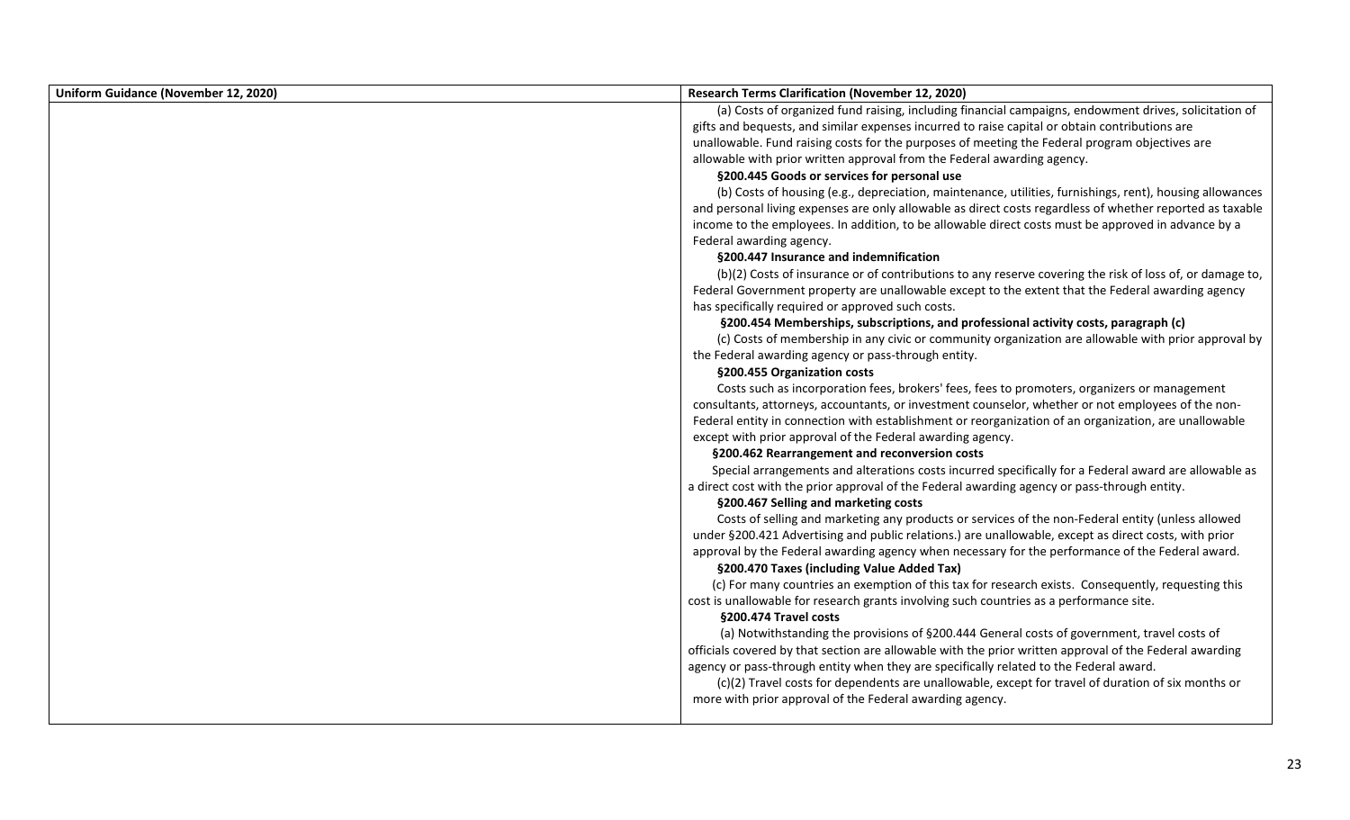| Uniform Guidance (November 12, 2020) | Research Terms Clarification (November 12, 2020) |
| --- | --- |
| | (a) Costs of organized fund raising, including financial campaigns, endowment drives, solicitation of gifts and bequests, and similar expenses incurred to raise capital or obtain contributions are unallowable. Fund raising costs for the purposes of meeting the Federal program objectives are allowable with prior written approval from the Federal awarding agency.<br><br>**§200.445 Goods or services for personal use**<br><br>(b) Costs of housing (e.g., depreciation, maintenance, utilities, furnishings, rent), housing allowances and personal living expenses are only allowable as direct costs regardless of whether reported as taxable income to the employees. In addition, to be allowable direct costs must be approved in advance by a Federal awarding agency.<br><br>**§200.447 Insurance and indemnification**<br><br>(b)(2) Costs of insurance or of contributions to any reserve covering the risk of loss of, or damage to, Federal Government property are unallowable except to the extent that the Federal awarding agency has specifically required or approved such costs.<br><br>**§200.454 Memberships, subscriptions, and professional activity costs, paragraph (c)**<br><br>(c) Costs of membership in any civic or community organization are allowable with prior approval by the Federal awarding agency or pass-through entity.<br><br>**§200.455 Organization costs**<br><br>Costs such as incorporation fees, brokers' fees, fees to promoters, organizers or management consultants, attorneys, accountants, or investment counselor, whether or not employees of the non-Federal entity in connection with establishment or reorganization of an organization, are unallowable except with prior approval of the Federal awarding agency.<br><br>**§200.462 Rearrangement and reconversion costs**<br><br>Special arrangements and alterations costs incurred specifically for a Federal award are allowable as a direct cost with the prior approval of the Federal awarding agency or pass-through entity.<br><br>**§200.467 Selling and marketing costs**<br><br>Costs of selling and marketing any products or services of the non-Federal entity (unless allowed under §200.421 Advertising and public relations.) are unallowable, except as direct costs, with prior approval by the Federal awarding agency when necessary for the performance of the Federal award.<br><br>**§200.470 Taxes (including Value Added Tax)**<br><br>(c) For many countries an exemption of this tax for research exists. Consequently, requesting this cost is unallowable for research grants involving such countries as a performance site.<br><br>**§200.474 Travel costs**<br><br>(a) Notwithstanding the provisions of §200.444 General costs of government, travel costs of officials covered by that section are allowable with the prior written approval of the Federal awarding agency or pass-through entity when they are specifically related to the Federal award.<br><br>(c)(2) Travel costs for dependents are unallowable, except for travel of duration of six months or more with prior approval of the Federal awarding agency. |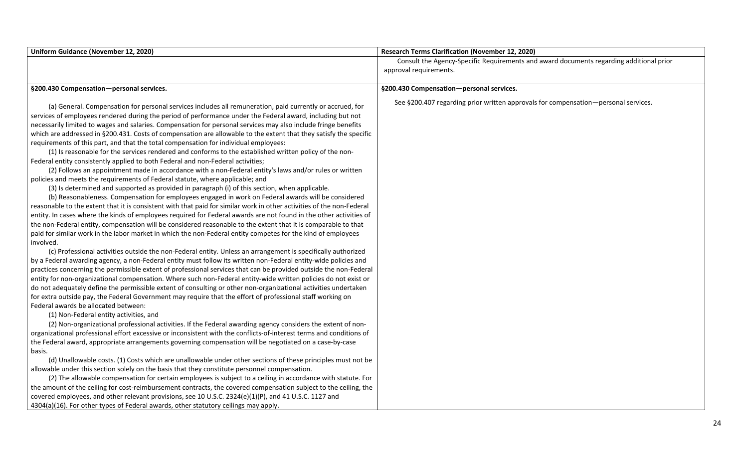| Uniform Guidance (November 12, 2020) | Research Terms Clarification (November 12, 2020) |
|---|---|
| | Consult the Agency-Specific Requirements and award documents regarding additional prior approval requirements. |
| **§200.430 Compensation—personal services.**<br><br>(a) General. Compensation for personal services includes all remuneration, paid currently or accrued, for services of employees rendered during the period of performance under the Federal award, including but not necessarily limited to wages and salaries. Compensation for personal services may also include fringe benefits which are addressed in §200.431. Costs of compensation are allowable to the extent that they satisfy the specific requirements of this part, and that the total compensation for individual employees:<br>(1) Is reasonable for the services rendered and conforms to the established written policy of the non-Federal entity consistently applied to both Federal and non-Federal activities;<br>(2) Follows an appointment made in accordance with a non-Federal entity's laws and/or rules or written policies and meets the requirements of Federal statute, where applicable; and<br>(3) Is determined and supported as provided in paragraph (i) of this section, when applicable.<br>(b) Reasonableness. Compensation for employees engaged in work on Federal awards will be considered reasonable to the extent that it is consistent with that paid for similar work in other activities of the non-Federal entity. In cases where the kinds of employees required for Federal awards are not found in the other activities of the non-Federal entity, compensation will be considered reasonable to the extent that it is comparable to that paid for similar work in the labor market in which the non-Federal entity competes for the kind of employees involved.<br>(c) Professional activities outside the non-Federal entity. Unless an arrangement is specifically authorized by a Federal awarding agency, a non-Federal entity must follow its written non-Federal entity-wide policies and practices concerning the permissible extent of professional services that can be provided outside the non-Federal entity for non-organizational compensation. Where such non-Federal entity-wide written policies do not exist or do not adequately define the permissible extent of consulting or other non-organizational activities undertaken for extra outside pay, the Federal Government may require that the effort of professional staff working on Federal awards be allocated between:<br>(1) Non-Federal entity activities, and<br>(2) Non-organizational professional activities. If the Federal awarding agency considers the extent of non-organizational professional effort excessive or inconsistent with the conflicts-of-interest terms and conditions of the Federal award, appropriate arrangements governing compensation will be negotiated on a case-by-case basis.<br>(d) Unallowable costs. (1) Costs which are unallowable under other sections of these principles must not be allowable under this section solely on the basis that they constitute personnel compensation.<br>(2) The allowable compensation for certain employees is subject to a ceiling in accordance with statute. For the amount of the ceiling for cost-reimbursement contracts, the covered compensation subject to the ceiling, the covered employees, and other relevant provisions, see 10 U.S.C. 2324(e)(1)(P), and 41 U.S.C. 1127 and 4304(a)(16). For other types of Federal awards, other statutory ceilings may apply. | **§200.430 Compensation—personal services.**<br><br>See §200.407 regarding prior written approvals for compensation—personal services. |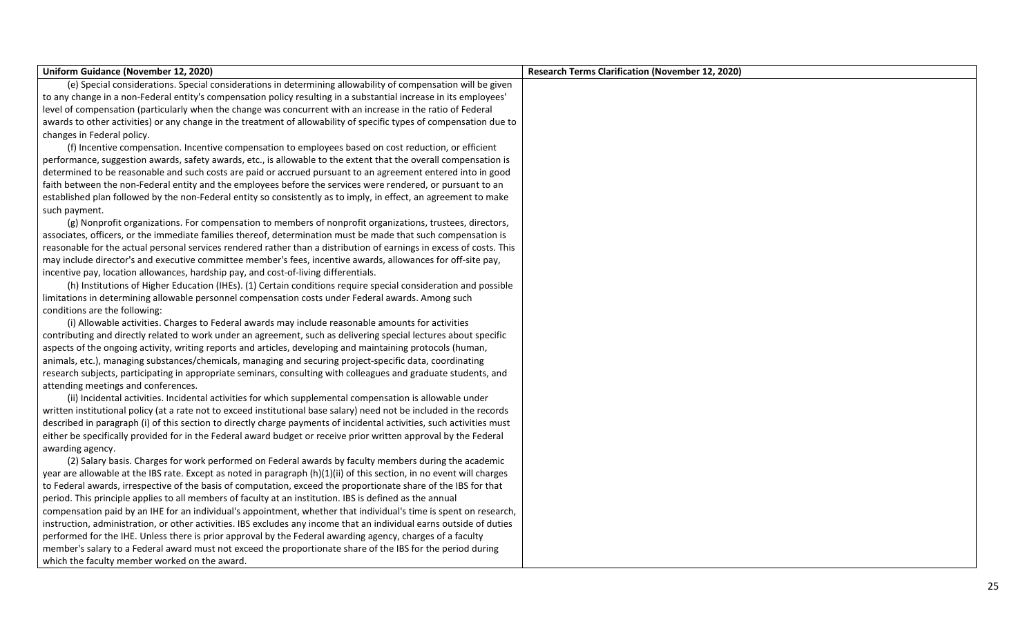| Uniform Guidance (November 12, 2020) | Research Terms Clarification (November 12, 2020) |
|---|---|
| (e) Special considerations. Special considerations in determining allowability of compensation will be given to any change in a non-Federal entity's compensation policy resulting in a substantial increase in its employees' level of compensation (particularly when the change was concurrent with an increase in the ratio of Federal awards to other activities) or any change in the treatment of allowability of specific types of compensation due to changes in Federal policy.<br>(f) Incentive compensation. Incentive compensation to employees based on cost reduction, or efficient performance, suggestion awards, safety awards, etc., is allowable to the extent that the overall compensation is determined to be reasonable and such costs are paid or accrued pursuant to an agreement entered into in good faith between the non-Federal entity and the employees before the services were rendered, or pursuant to an established plan followed by the non-Federal entity so consistently as to imply, in effect, an agreement to make such payment.<br>(g) Nonprofit organizations. For compensation to members of nonprofit organizations, trustees, directors, associates, officers, or the immediate families thereof, determination must be made that such compensation is reasonable for the actual personal services rendered rather than a distribution of earnings in excess of costs. This may include director's and executive committee member's fees, incentive awards, allowances for off-site pay, incentive pay, location allowances, hardship pay, and cost-of-living differentials.<br>(h) Institutions of Higher Education (IHEs). (1) Certain conditions require special consideration and possible limitations in determining allowable personnel compensation costs under Federal awards. Among such conditions are the following:<br>(i) Allowable activities. Charges to Federal awards may include reasonable amounts for activities contributing and directly related to work under an agreement, such as delivering special lectures about specific aspects of the ongoing activity, writing reports and articles, developing and maintaining protocols (human, animals, etc.), managing substances/chemicals, managing and securing project-specific data, coordinating research subjects, participating in appropriate seminars, consulting with colleagues and graduate students, and attending meetings and conferences.<br>(ii) Incidental activities. Incidental activities for which supplemental compensation is allowable under written institutional policy (at a rate not to exceed institutional base salary) need not be included in the records described in paragraph (i) of this section to directly charge payments of incidental activities, such activities must either be specifically provided for in the Federal award budget or receive prior written approval by the Federal awarding agency.<br>(2) Salary basis. Charges for work performed on Federal awards by faculty members during the academic year are allowable at the IBS rate. Except as noted in paragraph (h)(1)(ii) of this section, in no event will charges to Federal awards, irrespective of the basis of computation, exceed the proportionate share of the IBS for that period. This principle applies to all members of faculty at an institution. IBS is defined as the annual compensation paid by an IHE for an individual's appointment, whether that individual's time is spent on research, instruction, administration, or other activities. IBS excludes any income that an individual earns outside of duties performed for the IHE. Unless there is prior approval by the Federal awarding agency, charges of a faculty member's salary to a Federal award must not exceed the proportionate share of the IBS for the period during which the faculty member worked on the award. | |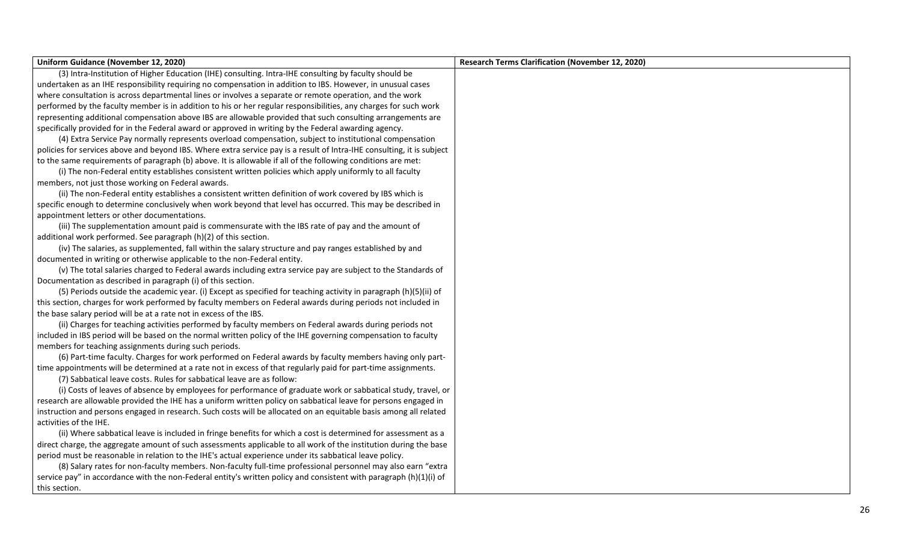| Uniform Guidance (November 12, 2020) | Research Terms Clarification (November 12, 2020) |
|---|---|
| (3) Intra-Institution of Higher Education (IHE) consulting. Intra-IHE consulting by faculty should be undertaken as an IHE responsibility requiring no compensation in addition to IBS. However, in unusual cases where consultation is across departmental lines or involves a separate or remote operation, and the work performed by the faculty member is in addition to his or her regular responsibilities, any charges for such work representing additional compensation above IBS are allowable provided that such consulting arrangements are specifically provided for in the Federal award or approved in writing by the Federal awarding agency.<br>(4) Extra Service Pay normally represents overload compensation, subject to institutional compensation policies for services above and beyond IBS. Where extra service pay is a result of Intra-IHE consulting, it is subject to the same requirements of paragraph (b) above. It is allowable if all of the following conditions are met:<br>(i) The non-Federal entity establishes consistent written policies which apply uniformly to all faculty members, not just those working on Federal awards.<br>(ii) The non-Federal entity establishes a consistent written definition of work covered by IBS which is specific enough to determine conclusively when work beyond that level has occurred. This may be described in appointment letters or other documentations.<br>(iii) The supplementation amount paid is commensurate with the IBS rate of pay and the amount of additional work performed. See paragraph (h)(2) of this section.<br>(iv) The salaries, as supplemented, fall within the salary structure and pay ranges established by and documented in writing or otherwise applicable to the non-Federal entity.<br>(v) The total salaries charged to Federal awards including extra service pay are subject to the Standards of Documentation as described in paragraph (i) of this section.<br>(5) Periods outside the academic year. (i) Except as specified for teaching activity in paragraph (h)(5)(ii) of this section, charges for work performed by faculty members on Federal awards during periods not included in the base salary period will be at a rate not in excess of the IBS.<br>(ii) Charges for teaching activities performed by faculty members on Federal awards during periods not included in IBS period will be based on the normal written policy of the IHE governing compensation to faculty members for teaching assignments during such periods.<br>(6) Part-time faculty. Charges for work performed on Federal awards by faculty members having only part-time appointments will be determined at a rate not in excess of that regularly paid for part-time assignments.<br>(7) Sabbatical leave costs. Rules for sabbatical leave are as follow:<br>(i) Costs of leaves of absence by employees for performance of graduate work or sabbatical study, travel, or research are allowable provided the IHE has a uniform written policy on sabbatical leave for persons engaged in instruction and persons engaged in research. Such costs will be allocated on an equitable basis among all related activities of the IHE.<br>(ii) Where sabbatical leave is included in fringe benefits for which a cost is determined for assessment as a direct charge, the aggregate amount of such assessments applicable to all work of the institution during the base period must be reasonable in relation to the IHE's actual experience under its sabbatical leave policy.<br>(8) Salary rates for non-faculty members. Non-faculty full-time professional personnel may also earn "extra service pay" in accordance with the non-Federal entity's written policy and consistent with paragraph (h)(1)(i) of this section. | |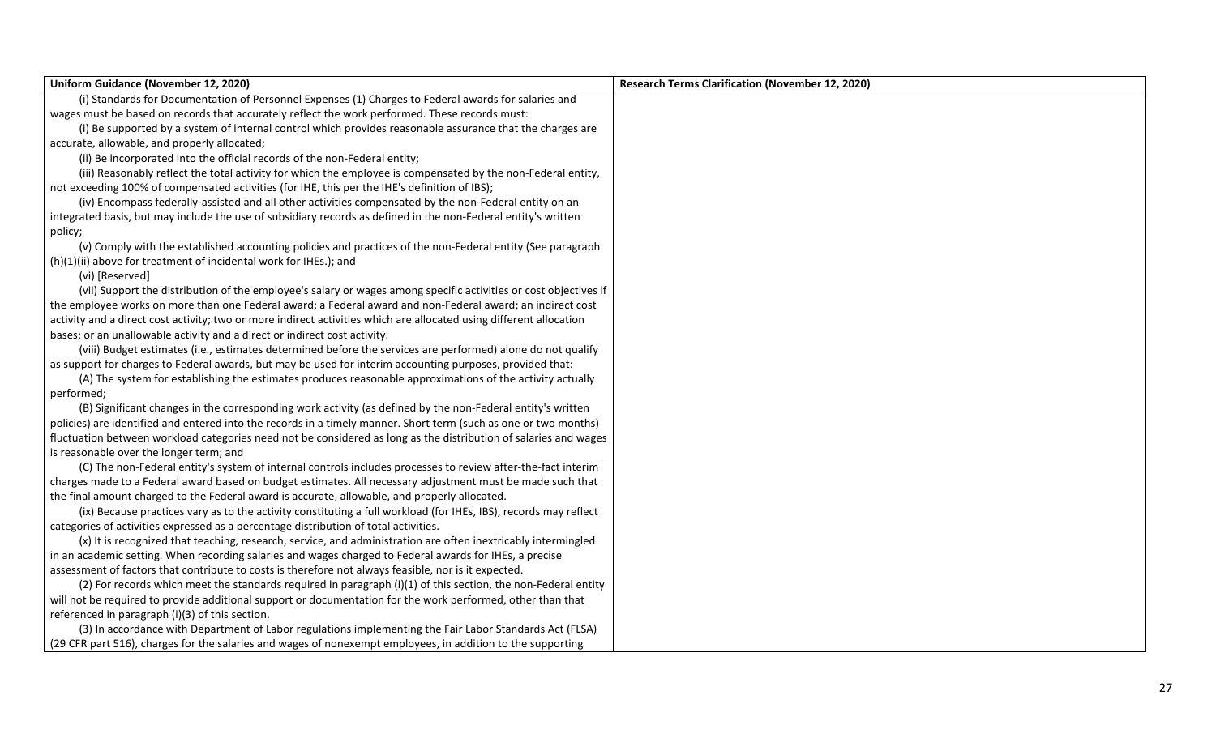| Uniform Guidance (November 12, 2020) | Research Terms Clarification (November 12, 2020) |
|---|---|
| (i) Standards for Documentation of Personnel Expenses (1) Charges to Federal awards for salaries and wages must be based on records that accurately reflect the work performed. These records must:<br>(i) Be supported by a system of internal control which provides reasonable assurance that the charges are accurate, allowable, and properly allocated;<br>(ii) Be incorporated into the official records of the non-Federal entity;<br>(iii) Reasonably reflect the total activity for which the employee is compensated by the non-Federal entity, not exceeding 100% of compensated activities (for IHE, this per the IHE's definition of IBS);<br>(iv) Encompass federally-assisted and all other activities compensated by the non-Federal entity on an integrated basis, but may include the use of subsidiary records as defined in the non-Federal entity's written policy;<br>(v) Comply with the established accounting policies and practices of the non-Federal entity (See paragraph (h)(1)(ii) above for treatment of incidental work for IHEs.); and<br>(vi) [Reserved]<br>(vii) Support the distribution of the employee's salary or wages among specific activities or cost objectives if the employee works on more than one Federal award; a Federal award and non-Federal award; an indirect cost activity and a direct cost activity; two or more indirect activities which are allocated using different allocation bases; or an unallowable activity and a direct or indirect cost activity.<br>(viii) Budget estimates (i.e., estimates determined before the services are performed) alone do not qualify as support for charges to Federal awards, but may be used for interim accounting purposes, provided that:<br>(A) The system for establishing the estimates produces reasonable approximations of the activity actually performed;<br>(B) Significant changes in the corresponding work activity (as defined by the non-Federal entity's written policies) are identified and entered into the records in a timely manner. Short term (such as one or two months) fluctuation between workload categories need not be considered as long as the distribution of salaries and wages is reasonable over the longer term; and<br>(C) The non-Federal entity's system of internal controls includes processes to review after-the-fact interim charges made to a Federal award based on budget estimates. All necessary adjustment must be made such that the final amount charged to the Federal award is accurate, allowable, and properly allocated.<br>(ix) Because practices vary as to the activity constituting a full workload (for IHEs, IBS), records may reflect categories of activities expressed as a percentage distribution of total activities.<br>(x) It is recognized that teaching, research, service, and administration are often inextricably intermingled in an academic setting. When recording salaries and wages charged to Federal awards for IHEs, a precise assessment of factors that contribute to costs is therefore not always feasible, nor is it expected.<br>(2) For records which meet the standards required in paragraph (i)(1) of this section, the non-Federal entity will not be required to provide additional support or documentation for the work performed, other than that referenced in paragraph (i)(3) of this section.<br>(3) In accordance with Department of Labor regulations implementing the Fair Labor Standards Act (FLSA) (29 CFR part 516), charges for the salaries and wages of nonexempt employees, in addition to the supporting | |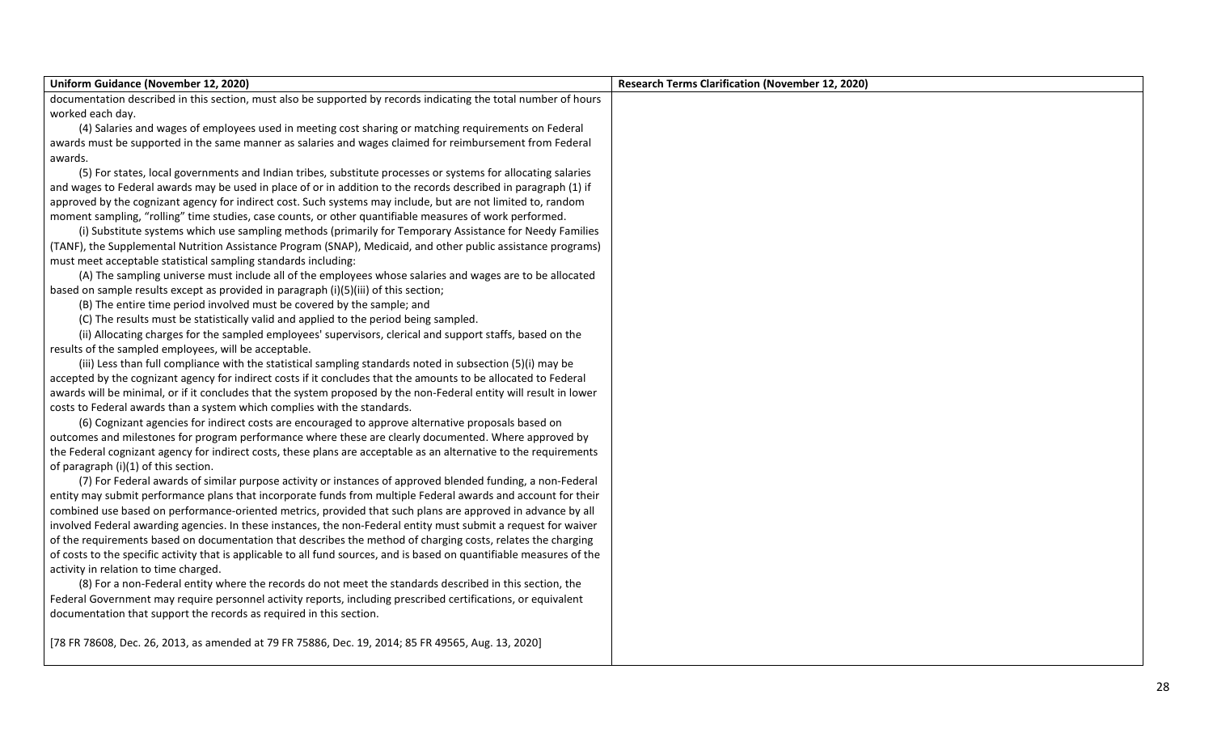| Uniform Guidance (November 12, 2020) | Research Terms Clarification (November 12, 2020) |
|---|---|
| documentation described in this section, must also be supported by records indicating the total number of hours worked each day.<br><br>(4) Salaries and wages of employees used in meeting cost sharing or matching requirements on Federal awards must be supported in the same manner as salaries and wages claimed for reimbursement from Federal awards.<br><br>(5) For states, local governments and Indian tribes, substitute processes or systems for allocating salaries and wages to Federal awards may be used in place of or in addition to the records described in paragraph (1) if approved by the cognizant agency for indirect cost. Such systems may include, but are not limited to, random moment sampling, "rolling" time studies, case counts, or other quantifiable measures of work performed.<br><br>(i) Substitute systems which use sampling methods (primarily for Temporary Assistance for Needy Families (TANF), the Supplemental Nutrition Assistance Program (SNAP), Medicaid, and other public assistance programs) must meet acceptable statistical sampling standards including:<br><br>(A) The sampling universe must include all of the employees whose salaries and wages are to be allocated based on sample results except as provided in paragraph (i)(5)(iii) of this section;<br><br>(B) The entire time period involved must be covered by the sample; and<br><br>(C) The results must be statistically valid and applied to the period being sampled.<br><br>(ii) Allocating charges for the sampled employees' supervisors, clerical and support staffs, based on the results of the sampled employees, will be acceptable.<br><br>(iii) Less than full compliance with the statistical sampling standards noted in subsection (5)(i) may be accepted by the cognizant agency for indirect costs if it concludes that the amounts to be allocated to Federal awards will be minimal, or if it concludes that the system proposed by the non-Federal entity will result in lower costs to Federal awards than a system which complies with the standards.<br><br>(6) Cognizant agencies for indirect costs are encouraged to approve alternative proposals based on outcomes and milestones for program performance where these are clearly documented. Where approved by the Federal cognizant agency for indirect costs, these plans are acceptable as an alternative to the requirements of paragraph (i)(1) of this section.<br><br>(7) For Federal awards of similar purpose activity or instances of approved blended funding, a non-Federal entity may submit performance plans that incorporate funds from multiple Federal awards and account for their combined use based on performance-oriented metrics, provided that such plans are approved in advance by all involved Federal awarding agencies. In these instances, the non-Federal entity must submit a request for waiver of the requirements based on documentation that describes the method of charging costs, relates the charging of costs to the specific activity that is applicable to all fund sources, and is based on quantifiable measures of the activity in relation to time charged.<br><br>(8) For a non-Federal entity where the records do not meet the standards described in this section, the Federal Government may require personnel activity reports, including prescribed certifications, or equivalent documentation that support the records as required in this section.<br><br>[78 FR 78608, Dec. 26, 2013, as amended at 79 FR 75886, Dec. 19, 2014; 85 FR 49565, Aug. 13, 2020] | |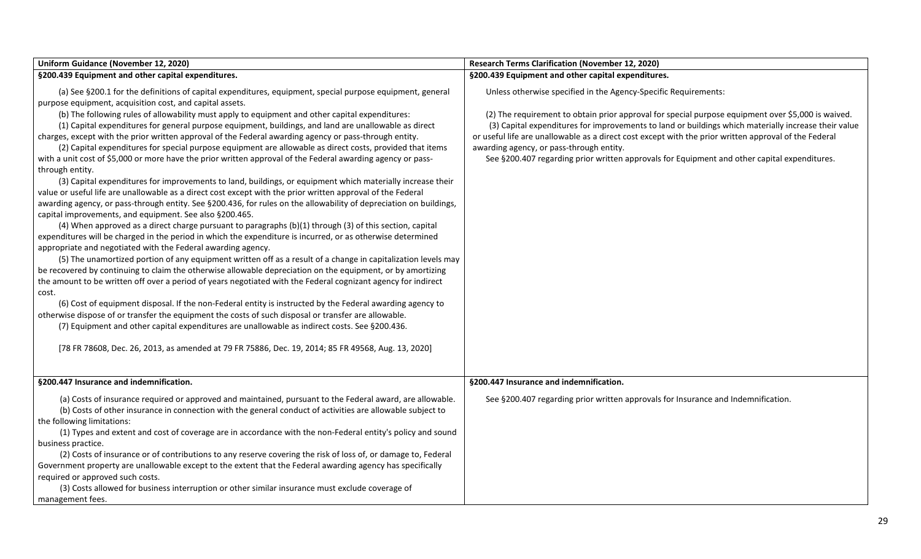| Uniform Guidance (November 12, 2020) | Research Terms Clarification (November 12, 2020) |
|---|---|
| **§200.439 Equipment and other capital expenditures.**<br><br>(a) See §200.1 for the definitions of capital expenditures, equipment, special purpose equipment, general purpose equipment, acquisition cost, and capital assets.<br>(b) The following rules of allowability must apply to equipment and other capital expenditures:<br>(1) Capital expenditures for general purpose equipment, buildings, and land are unallowable as direct charges, except with the prior written approval of the Federal awarding agency or pass-through entity.<br>(2) Capital expenditures for special purpose equipment are allowable as direct costs, provided that items with a unit cost of $5,000 or more have the prior written approval of the Federal awarding agency or pass-through entity.<br>(3) Capital expenditures for improvements to land, buildings, or equipment which materially increase their value or useful life are unallowable as a direct cost except with the prior written approval of the Federal awarding agency, or pass-through entity. See §200.436, for rules on the allowability of depreciation on buildings, capital improvements, and equipment. See also §200.465.<br>(4) When approved as a direct charge pursuant to paragraphs (b)(1) through (3) of this section, capital expenditures will be charged in the period in which the expenditure is incurred, or as otherwise determined appropriate and negotiated with the Federal awarding agency.<br>(5) The unamortized portion of any equipment written off as a result of a change in capitalization levels may be recovered by continuing to claim the otherwise allowable depreciation on the equipment, or by amortizing the amount to be written off over a period of years negotiated with the Federal cognizant agency for indirect cost.<br>(6) Cost of equipment disposal. If the non-Federal entity is instructed by the Federal awarding agency to otherwise dispose of or transfer the equipment the costs of such disposal or transfer are allowable.<br>(7) Equipment and other capital expenditures are unallowable as indirect costs. See §200.436.<br><br>[78 FR 78608, Dec. 26, 2013, as amended at 79 FR 75886, Dec. 19, 2014; 85 FR 49568, Aug. 13, 2020] | **§200.439 Equipment and other capital expenditures.**<br><br>Unless otherwise specified in the Agency-Specific Requirements:<br><br>(2) The requirement to obtain prior approval for special purpose equipment over $5,000 is waived.<br>(3) Capital expenditures for improvements to land or buildings which materially increase their value or useful life are unallowable as a direct cost except with the prior written approval of the Federal awarding agency, or pass-through entity.<br>See §200.407 regarding prior written approvals for Equipment and other capital expenditures. |
| **§200.447 Insurance and indemnification.**<br><br>(a) Costs of insurance required or approved and maintained, pursuant to the Federal award, are allowable.<br>(b) Costs of other insurance in connection with the general conduct of activities are allowable subject to the following limitations:<br>(1) Types and extent and cost of coverage are in accordance with the non-Federal entity's policy and sound business practice.<br>(2) Costs of insurance or of contributions to any reserve covering the risk of loss of, or damage to, Federal Government property are unallowable except to the extent that the Federal awarding agency has specifically required or approved such costs.<br>(3) Costs allowed for business interruption or other similar insurance must exclude coverage of management fees. | **§200.447 Insurance and indemnification.**<br><br>See §200.407 regarding prior written approvals for Insurance and Indemnification. |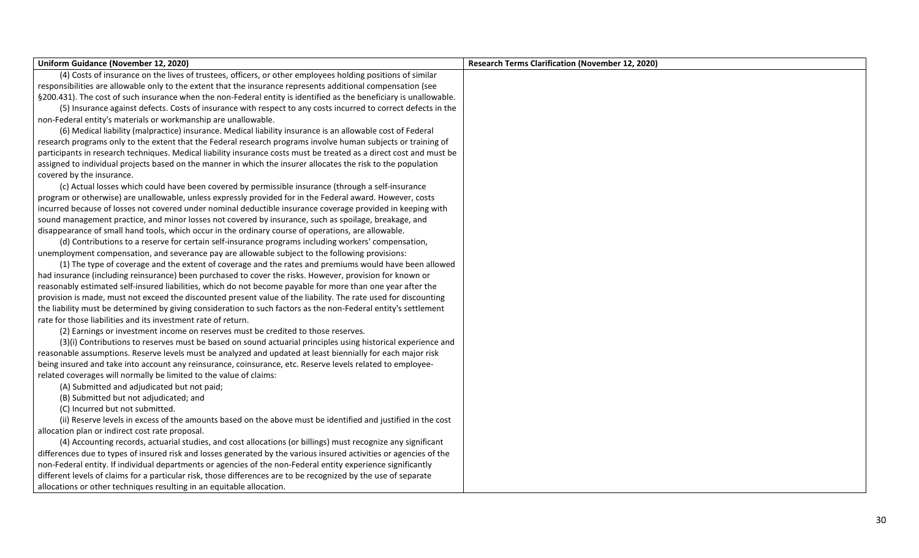| Uniform Guidance (November 12, 2020) | Research Terms Clarification (November 12, 2020) |
|---|---|
| (4) Costs of insurance on the lives of trustees, officers, or other employees holding positions of similar responsibilities are allowable only to the extent that the insurance represents additional compensation (see §200.431). The cost of such insurance when the non-Federal entity is identified as the beneficiary is unallowable.<br>(5) Insurance against defects. Costs of insurance with respect to any costs incurred to correct defects in the non-Federal entity's materials or workmanship are unallowable.<br>(6) Medical liability (malpractice) insurance. Medical liability insurance is an allowable cost of Federal research programs only to the extent that the Federal research programs involve human subjects or training of participants in research techniques. Medical liability insurance costs must be treated as a direct cost and must be assigned to individual projects based on the manner in which the insurer allocates the risk to the population covered by the insurance.<br>(c) Actual losses which could have been covered by permissible insurance (through a self-insurance program or otherwise) are unallowable, unless expressly provided for in the Federal award. However, costs incurred because of losses not covered under nominal deductible insurance coverage provided in keeping with sound management practice, and minor losses not covered by insurance, such as spoilage, breakage, and disappearance of small hand tools, which occur in the ordinary course of operations, are allowable.<br>(d) Contributions to a reserve for certain self-insurance programs including workers' compensation, unemployment compensation, and severance pay are allowable subject to the following provisions:<br>(1) The type of coverage and the extent of coverage and the rates and premiums would have been allowed had insurance (including reinsurance) been purchased to cover the risks. However, provision for known or reasonably estimated self-insured liabilities, which do not become payable for more than one year after the provision is made, must not exceed the discounted present value of the liability. The rate used for discounting the liability must be determined by giving consideration to such factors as the non-Federal entity's settlement rate for those liabilities and its investment rate of return.<br>(2) Earnings or investment income on reserves must be credited to those reserves.<br>(3)(i) Contributions to reserves must be based on sound actuarial principles using historical experience and reasonable assumptions. Reserve levels must be analyzed and updated at least biennially for each major risk being insured and take into account any reinsurance, coinsurance, etc. Reserve levels related to employee-related coverages will normally be limited to the value of claims:<br>(A) Submitted and adjudicated but not paid;<br>(B) Submitted but not adjudicated; and<br>(C) Incurred but not submitted.<br>(ii) Reserve levels in excess of the amounts based on the above must be identified and justified in the cost allocation plan or indirect cost rate proposal.<br>(4) Accounting records, actuarial studies, and cost allocations (or billings) must recognize any significant differences due to types of insured risk and losses generated by the various insured activities or agencies of the non-Federal entity. If individual departments or agencies of the non-Federal entity experience significantly different levels of claims for a particular risk, those differences are to be recognized by the use of separate allocations or other techniques resulting in an equitable allocation. | |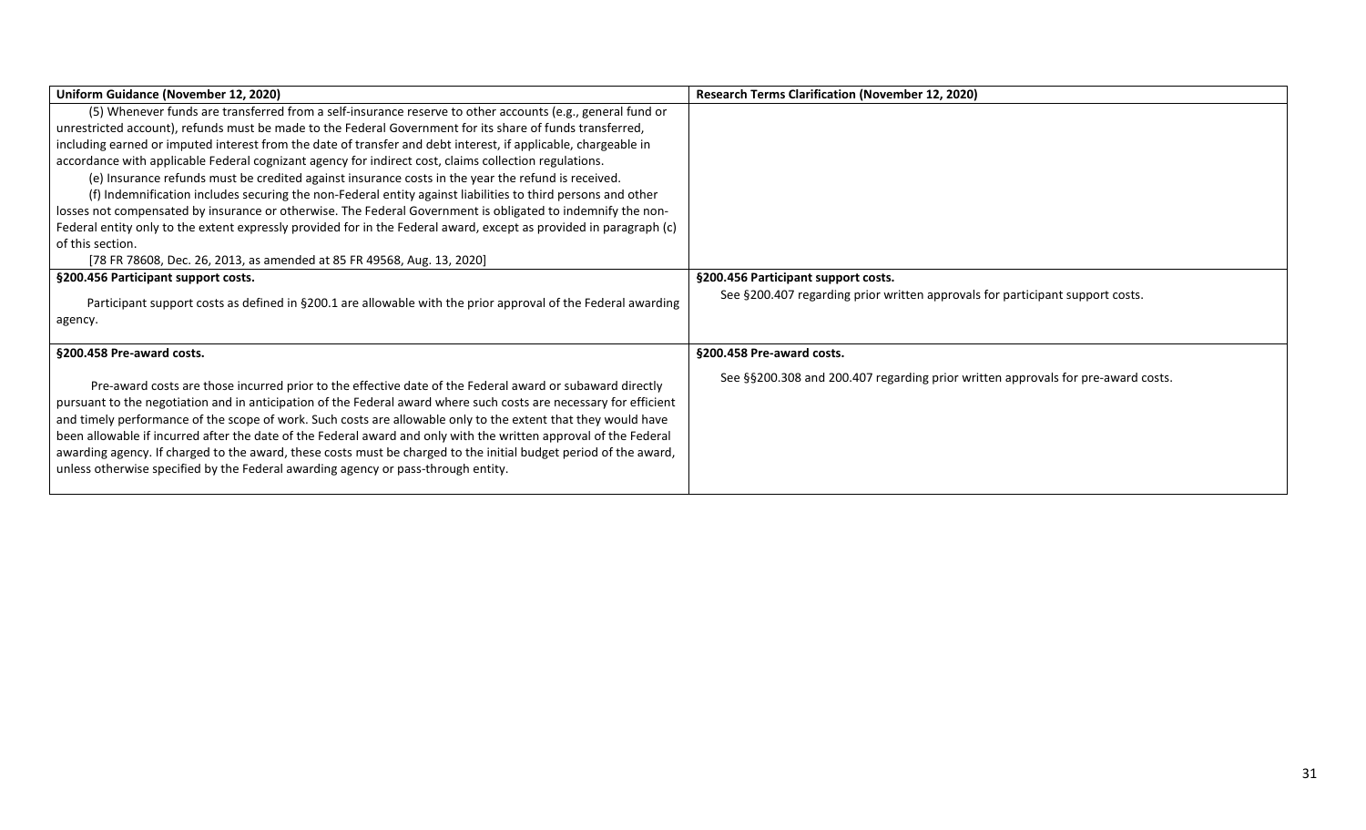| Uniform Guidance (November 12, 2020) | Research Terms Clarification (November 12, 2020) |
|---|---|
| (5) Whenever funds are transferred from a self-insurance reserve to other accounts (e.g., general fund or unrestricted account), refunds must be made to the Federal Government for its share of funds transferred, including earned or imputed interest from the date of transfer and debt interest, if applicable, chargeable in accordance with applicable Federal cognizant agency for indirect cost, claims collection regulations.<br>(e) Insurance refunds must be credited against insurance costs in the year the refund is received.<br>(f) Indemnification includes securing the non-Federal entity against liabilities to third persons and other losses not compensated by insurance or otherwise. The Federal Government is obligated to indemnify the non-Federal entity only to the extent expressly provided for in the Federal award, except as provided in paragraph (c) of this section.<br>[78 FR 78608, Dec. 26, 2013, as amended at 85 FR 49568, Aug. 13, 2020] | |
| **§200.456 Participant support costs.**<br>Participant support costs as defined in §200.1 are allowable with the prior approval of the Federal awarding agency. | **§200.456 Participant support costs.**<br>See §200.407 regarding prior written approvals for participant support costs. |
| **§200.458 Pre-award costs.**<br>Pre-award costs are those incurred prior to the effective date of the Federal award or subaward directly pursuant to the negotiation and in anticipation of the Federal award where such costs are necessary for efficient and timely performance of the scope of work. Such costs are allowable only to the extent that they would have been allowable if incurred after the date of the Federal award and only with the written approval of the Federal awarding agency. If charged to the award, these costs must be charged to the initial budget period of the award, unless otherwise specified by the Federal awarding agency or pass-through entity. | **§200.458 Pre-award costs.**<br>See §§200.308 and 200.407 regarding prior written approvals for pre-award costs. |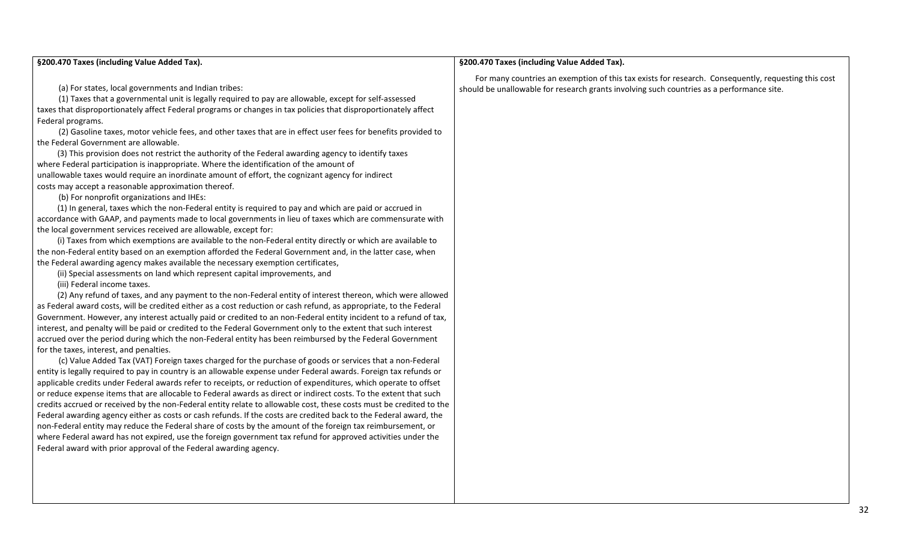| §200.470 Taxes (including Value Added Tax). | §200.470 Taxes (including Value Added Tax). |
| --- | --- |
| (a) For states, local governments and Indian tribes:<br>(1) Taxes that a governmental unit is legally required to pay are allowable, except for self-assessed taxes that disproportionately affect Federal programs or changes in tax policies that disproportionately affect Federal programs.<br>(2) Gasoline taxes, motor vehicle fees, and other taxes that are in effect user fees for benefits provided to the Federal Government are allowable.<br>(3) This provision does not restrict the authority of the Federal awarding agency to identify taxes where Federal participation is inappropriate. Where the identification of the amount of unallowable taxes would require an inordinate amount of effort, the cognizant agency for indirect costs may accept a reasonable approximation thereof.<br>(b) For nonprofit organizations and IHEs:<br>(1) In general, taxes which the non-Federal entity is required to pay and which are paid or accrued in accordance with GAAP, and payments made to local governments in lieu of taxes which are commensurate with the local government services received are allowable, except for:<br>(i) Taxes from which exemptions are available to the non-Federal entity directly or which are available to the non-Federal entity based on an exemption afforded the Federal Government and, in the latter case, when the Federal awarding agency makes available the necessary exemption certificates,<br>(ii) Special assessments on land which represent capital improvements, and<br>(iii) Federal income taxes.<br>(2) Any refund of taxes, and any payment to the non-Federal entity of interest thereon, which were allowed as Federal award costs, will be credited either as a cost reduction or cash refund, as appropriate, to the Federal Government. However, any interest actually paid or credited to an non-Federal entity incident to a refund of tax, interest, and penalty will be paid or credited to the Federal Government only to the extent that such interest accrued over the period during which the non-Federal entity has been reimbursed by the Federal Government for the taxes, interest, and penalties.<br>(c) Value Added Tax (VAT) Foreign taxes charged for the purchase of goods or services that a non-Federal entity is legally required to pay in country is an allowable expense under Federal awards. Foreign tax refunds or applicable credits under Federal awards refer to receipts, or reduction of expenditures, which operate to offset or reduce expense items that are allocable to Federal awards as direct or indirect costs. To the extent that such credits accrued or received by the non-Federal entity relate to allowable cost, these costs must be credited to the Federal awarding agency either as costs or cash refunds. If the costs are credited back to the Federal award, the non-Federal entity may reduce the Federal share of costs by the amount of the foreign tax reimbursement, or where Federal award has not expired, use the foreign government tax refund for approved activities under the Federal award with prior approval of the Federal awarding agency. | For many countries an exemption of this tax exists for research. Consequently, requesting this cost should be unallowable for research grants involving such countries as a performance site. |